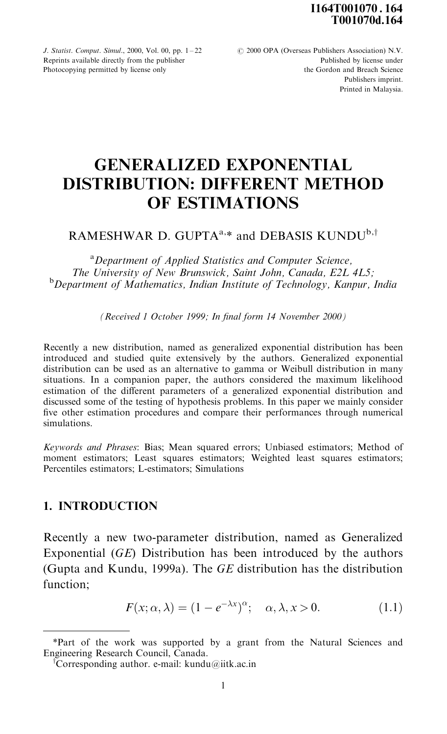# GENERALIZED EXPONENTIAL DISTRIBUTION: DIFFERENT METHOD OF ESTIMATIONS

RAMESHWAR D. GUPTA[a,*] and DEBASIS KUNDU[b,†]

[a]*Department of Applied Statistics and Computer Science, The University of New Brunswick, Saint John, Canada, E2L 4L5;*
[b]*Department of Mathematics, Indian Institute of Technology, Kanpur, India*

*(Received 1 October 1999; In final form 14 November 2000)*

Recently a new distribution, named as generalized exponential distribution has been introduced and studied quite extensively by the authors. Generalized exponential distribution can be used as an alternative to gamma or Weibull distribution in many situations. In a companion paper, the authors considered the maximum likelihood estimation of the different parameters of a generalized exponential distribution and discussed some of the testing of hypothesis problems. In this paper we mainly consider five other estimation procedures and compare their performances through numerical simulations.

*Keywords and Phrases*: Bias; Mean squared errors; Unbiased estimators; Method of moment estimators; Least squares estimators; Weighted least squares estimators; Percentiles estimators; L-estimators; Simulations

## 1. INTRODUCTION

Recently a new two-parameter distribution, named as Generalized Exponential (*GE*) Distribution has been introduced by the authors (Gupta and Kundu, 1999a). The *GE* distribution has the distribution function;

$$F(x;\alpha,\lambda) = (1 - e^{-\lambda x})^{\alpha}; \quad \alpha, \lambda, x > 0. \tag{1.1}$$

---

*Part of the work was supported by a grant from the Natural Sciences and Engineering Research Council, Canada.

†Corresponding author. e-mail: kundu@iitk.ac.in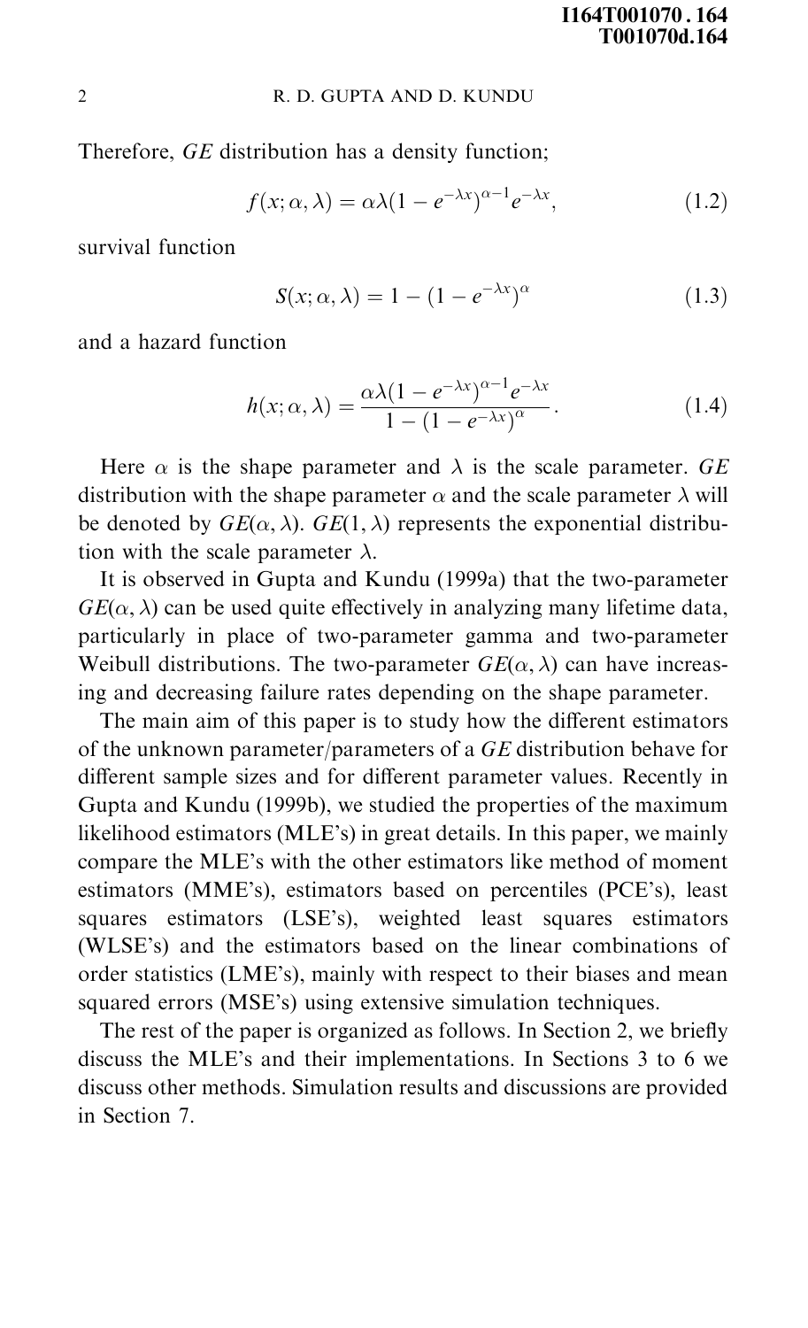Therefore, *GE* distribution has a density function;

$$f(x; \alpha, \lambda) = \alpha\lambda(1 - e^{-\lambda x})^{\alpha-1} e^{-\lambda x}, \tag{1.2}$$

survival function

$$S(x; \alpha, \lambda) = 1 - (1 - e^{-\lambda x})^{\alpha} \tag{1.3}$$

and a hazard function

$$h(x; \alpha, \lambda) = \frac{\alpha\lambda(1 - e^{-\lambda x})^{\alpha-1} e^{-\lambda x}}{1 - (1 - e^{-\lambda x})^{\alpha}}. \tag{1.4}$$

Here $\alpha$ is the shape parameter and $\lambda$ is the scale parameter. *GE* distribution with the shape parameter $\alpha$ and the scale parameter $\lambda$ will be denoted by $GE(\alpha, \lambda)$. $GE(1, \lambda)$ represents the exponential distribution with the scale parameter $\lambda$.

It is observed in Gupta and Kundu (1999a) that the two-parameter $GE(\alpha, \lambda)$ can be used quite effectively in analyzing many lifetime data, particularly in place of two-parameter gamma and two-parameter Weibull distributions. The two-parameter $GE(\alpha, \lambda)$ can have increasing and decreasing failure rates depending on the shape parameter.

The main aim of this paper is to study how the different estimators of the unknown parameter/parameters of a *GE* distribution behave for different sample sizes and for different parameter values. Recently in Gupta and Kundu (1999b), we studied the properties of the maximum likelihood estimators (MLE's) in great details. In this paper, we mainly compare the MLE's with the other estimators like method of moment estimators (MME's), estimators based on percentiles (PCE's), least squares estimators (LSE's), weighted least squares estimators (WLSE's) and the estimators based on the linear combinations of order statistics (LME's), mainly with respect to their biases and mean squared errors (MSE's) using extensive simulation techniques.

The rest of the paper is organized as follows. In Section 2, we briefly discuss the MLE's and their implementations. In Sections 3 to 6 we discuss other methods. Simulation results and discussions are provided in Section 7.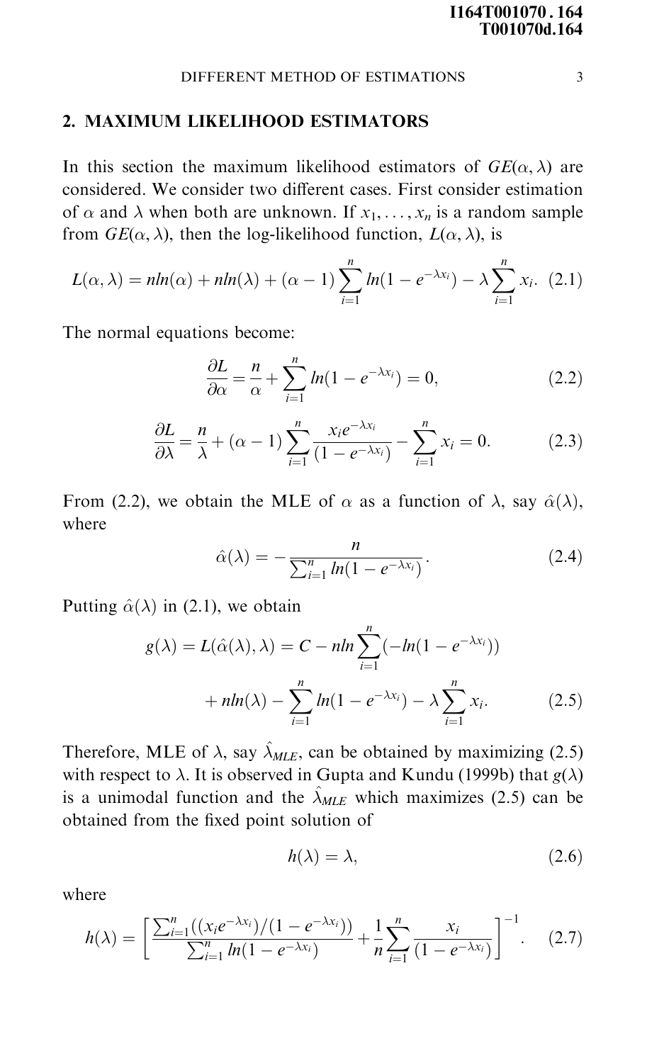## 2. MAXIMUM LIKELIHOOD ESTIMATORS

In this section the maximum likelihood estimators of $GE(\alpha, \lambda)$ are considered. We consider two different cases. First consider estimation of $\alpha$ and $\lambda$ when both are unknown. If $x_1, \ldots, x_n$ is a random sample from $GE(\alpha, \lambda)$, then the log-likelihood function, $L(\alpha, \lambda)$, is

$$L(\alpha, \lambda) = n ln(\alpha) + n ln(\lambda) + (\alpha - 1) \sum_{i=1}^{n} ln(1 - e^{-\lambda x_i}) - \lambda \sum_{i=1}^{n} x_i. \quad (2.1)$$

The normal equations become:

$$\frac{\partial L}{\partial \alpha} = \frac{n}{\alpha} + \sum_{i=1}^{n} ln(1 - e^{-\lambda x_i}) = 0, \quad (2.2)$$

$$\frac{\partial L}{\partial \lambda} = \frac{n}{\lambda} + (\alpha - 1) \sum_{i=1}^{n} \frac{x_i e^{-\lambda x_i}}{(1 - e^{-\lambda x_i})} - \sum_{i=1}^{n} x_i = 0. \quad (2.3)$$

From (2.2), we obtain the MLE of $\alpha$ as a function of $\lambda$, say $\hat{\alpha}(\lambda)$, where

$$\hat{\alpha}(\lambda) = -\frac{n}{\sum_{i=1}^{n} ln(1 - e^{-\lambda x_i})}. \quad (2.4)$$

Putting $\hat{\alpha}(\lambda)$ in (2.1), we obtain

$$g(\lambda) = L(\hat{\alpha}(\lambda), \lambda) = C - n ln \sum_{i=1}^{n} (-ln(1 - e^{-\lambda x_i})) + n ln(\lambda) - \sum_{i=1}^{n} ln(1 - e^{-\lambda x_i}) - \lambda \sum_{i=1}^{n} x_i. \quad (2.5)$$

Therefore, MLE of $\lambda$, say $\hat{\lambda}_{MLE}$, can be obtained by maximizing (2.5) with respect to $\lambda$. It is observed in Gupta and Kundu (1999b) that $g(\lambda)$ is a unimodal function and the $\hat{\lambda}_{MLE}$ which maximizes (2.5) can be obtained from the fixed point solution of

$$h(\lambda) = \lambda, \quad (2.6)$$

where

$$h(\lambda) = \left[ \frac{\sum_{i=1}^{n} ((x_i e^{-\lambda x_i})/(1 - e^{-\lambda x_i}))}{\sum_{i=1}^{n} ln(1 - e^{-\lambda x_i})} + \frac{1}{n} \sum_{i=1}^{n} \frac{x_i}{(1 - e^{-\lambda x_i})} \right]^{-1}. \quad (2.7)$$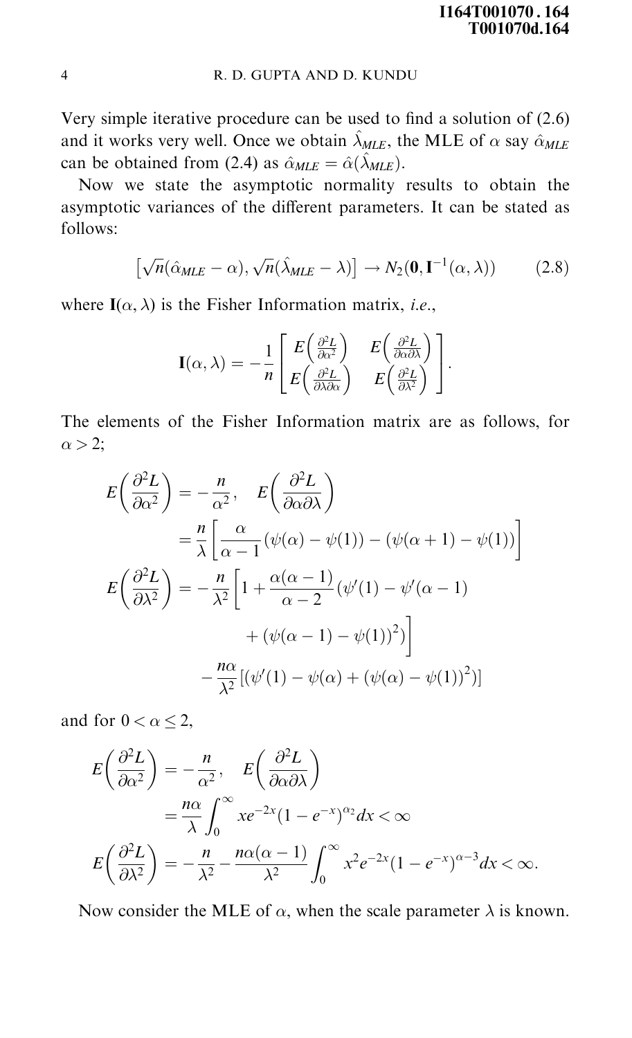Very simple iterative procedure can be used to find a solution of (2.6) and it works very well. Once we obtain $\hat{\lambda}_{MLE}$, the MLE of $\alpha$ say $\hat{\alpha}_{MLE}$ can be obtained from (2.4) as $\hat{\alpha}_{MLE} = \hat{\alpha}(\hat{\lambda}_{MLE})$.

Now we state the asymptotic normality results to obtain the asymptotic variances of the different parameters. It can be stated as follows:

$$\left[\sqrt{n}(\hat{\alpha}_{MLE} - \alpha), \sqrt{n}(\hat{\lambda}_{MLE} - \lambda)\right] \rightarrow N_2(\mathbf{0}, \mathbf{I}^{-1}(\alpha, \lambda)) \tag{2.8}$$

where $\mathbf{I}(\alpha, \lambda)$ is the Fisher Information matrix, *i.e.*,

$$\mathbf{I}(\alpha, \lambda) = -\frac{1}{n}\begin{bmatrix} E\left(\frac{\partial^2 L}{\partial \alpha^2}\right) & E\left(\frac{\partial^2 L}{\partial \alpha \partial \lambda}\right) \\ E\left(\frac{\partial^2 L}{\partial \lambda \partial \alpha}\right) & E\left(\frac{\partial^2 L}{\partial \lambda^2}\right) \end{bmatrix}.$$

The elements of the Fisher Information matrix are as follows, for $\alpha > 2$;

$$\begin{aligned} E\left(\frac{\partial^2 L}{\partial \alpha^2}\right) &= -\frac{n}{\alpha^2}, \quad E\left(\frac{\partial^2 L}{\partial \alpha \partial \lambda}\right) \\ &= \frac{n}{\lambda}\left[\frac{\alpha}{\alpha - 1}(\psi(\alpha) - \psi(1)) - (\psi(\alpha + 1) - \psi(1))\right] \\ E\left(\frac{\partial^2 L}{\partial \lambda^2}\right) &= -\frac{n}{\lambda^2}\left[1 + \frac{\alpha(\alpha - 1)}{\alpha - 2}(\psi'(1) - \psi'(\alpha - 1) \right. \\ &\qquad \left. + (\psi(\alpha - 1) - \psi(1))^2)\right] \\ &\quad - \frac{n\alpha}{\lambda^2}[(\psi'(1) - \psi(\alpha) + (\psi(\alpha) - \psi(1))^2)] \end{aligned}$$

and for $0 < \alpha \leq 2$,

$$\begin{aligned} E\left(\frac{\partial^2 L}{\partial \alpha^2}\right) &= -\frac{n}{\alpha^2}, \quad E\left(\frac{\partial^2 L}{\partial \alpha \partial \lambda}\right) \\ &= \frac{n\alpha}{\lambda}\int_0^\infty x e^{-2x}(1 - e^{-x})^{\alpha_2} dx < \infty \\ E\left(\frac{\partial^2 L}{\partial \lambda^2}\right) &= -\frac{n}{\lambda^2} - \frac{n\alpha(\alpha - 1)}{\lambda^2}\int_0^\infty x^2 e^{-2x}(1 - e^{-x})^{\alpha - 3} dx < \infty. \end{aligned}$$

Now consider the MLE of $\alpha$, when the scale parameter $\lambda$ is known.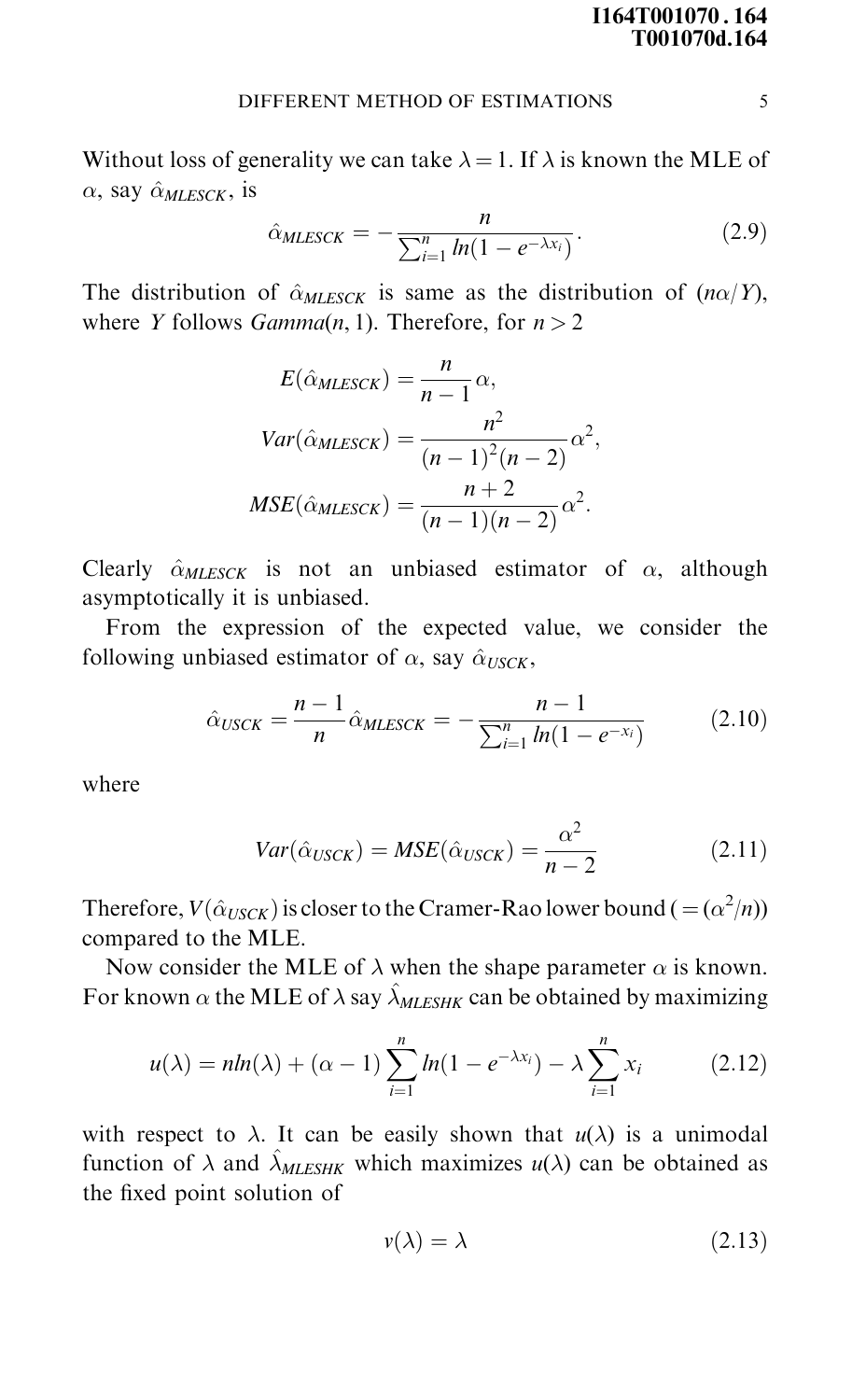Without loss of generality we can take $\lambda = 1$. If $\lambda$ is known the MLE of $\alpha$, say $\hat{\alpha}_{MLESCK}$, is

$$\hat{\alpha}_{MLESCK} = -\frac{n}{\sum_{i=1}^{n} ln(1 - e^{-\lambda x_i})}. \tag{2.9}$$

The distribution of $\hat{\alpha}_{MLESCK}$ is same as the distribution of $(n\alpha/Y)$, where $Y$ follows $Gamma(n, 1)$. Therefore, for $n > 2$

$$E(\hat{\alpha}_{MLESCK}) = \frac{n}{n-1}\alpha,$$

$$Var(\hat{\alpha}_{MLESCK}) = \frac{n^2}{(n-1)^2(n-2)}\alpha^2,$$

$$MSE(\hat{\alpha}_{MLESCK}) = \frac{n+2}{(n-1)(n-2)}\alpha^2.$$

Clearly $\hat{\alpha}_{MLESCK}$ is not an unbiased estimator of $\alpha$, although asymptotically it is unbiased.

From the expression of the expected value, we consider the following unbiased estimator of $\alpha$, say $\hat{\alpha}_{USCK}$,

$$\hat{\alpha}_{USCK} = \frac{n-1}{n}\hat{\alpha}_{MLESCK} = -\frac{n-1}{\sum_{i=1}^{n} ln(1 - e^{-x_i})} \tag{2.10}$$

where

$$Var(\hat{\alpha}_{USCK}) = MSE(\hat{\alpha}_{USCK}) = \frac{\alpha^2}{n-2} \tag{2.11}$$

Therefore, $V(\hat{\alpha}_{USCK})$ is closer to the Cramer-Rao lower bound ($= (\alpha^2/n)$) compared to the MLE.

Now consider the MLE of $\lambda$ when the shape parameter $\alpha$ is known. For known $\alpha$ the MLE of $\lambda$ say $\hat{\lambda}_{MLESHK}$ can be obtained by maximizing

$$u(\lambda) = n ln(\lambda) + (\alpha - 1)\sum_{i=1}^{n} ln(1 - e^{-\lambda x_i}) - \lambda \sum_{i=1}^{n} x_i \tag{2.12}$$

with respect to $\lambda$. It can be easily shown that $u(\lambda)$ is a unimodal function of $\lambda$ and $\hat{\lambda}_{MLESHK}$ which maximizes $u(\lambda)$ can be obtained as the fixed point solution of

$$v(\lambda) = \lambda \tag{2.13}$$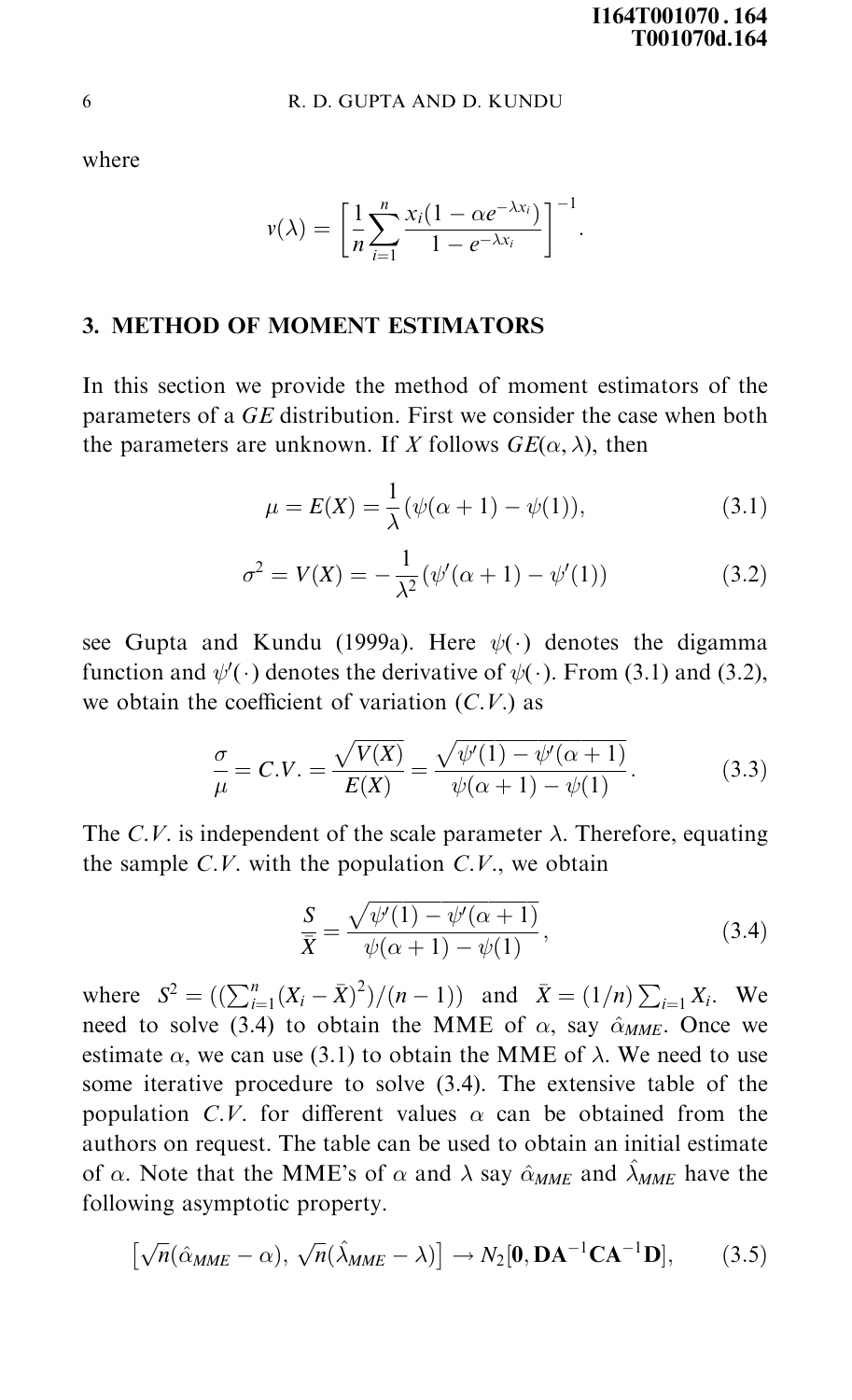where

$$v(\lambda) = \left[\frac{1}{n}\sum_{i=1}^{n}\frac{x_i(1-\alpha e^{-\lambda x_i})}{1-e^{-\lambda x_i}}\right]^{-1}.$$

## 3. METHOD OF MOMENT ESTIMATORS

In this section we provide the method of moment estimators of the parameters of a *GE* distribution. First we consider the case when both the parameters are unknown. If $X$ follows $GE(\alpha, \lambda)$, then

$$\mu = E(X) = \frac{1}{\lambda}(\psi(\alpha+1) - \psi(1)), \tag{3.1}$$

$$\sigma^2 = V(X) = -\frac{1}{\lambda^2}(\psi'(\alpha+1) - \psi'(1)) \tag{3.2}$$

see Gupta and Kundu (1999a). Here $\psi(\cdot)$ denotes the digamma function and $\psi'(\cdot)$ denotes the derivative of $\psi(\cdot)$. From (3.1) and (3.2), we obtain the coefficient of variation ($C.V.$) as

$$\frac{\sigma}{\mu} = C.V. = \frac{\sqrt{V(X)}}{E(X)} = \frac{\sqrt{\psi'(1) - \psi'(\alpha+1)}}{\psi(\alpha+1) - \psi(1)}. \tag{3.3}$$

The $C.V.$ is independent of the scale parameter $\lambda$. Therefore, equating the sample $C.V.$ with the population $C.V.$, we obtain

$$\frac{S}{\bar{X}} = \frac{\sqrt{\psi'(1) - \psi'(\alpha+1)}}{\psi(\alpha+1) - \psi(1)}, \tag{3.4}$$

where $S^2 = ((\sum_{i=1}^{n}(X_i - \bar{X})^2)/(n-1))$ and $\bar{X} = (1/n)\sum_{i=1} X_i$. We need to solve (3.4) to obtain the MME of $\alpha$, say $\hat{\alpha}_{MME}$. Once we estimate $\alpha$, we can use (3.1) to obtain the MME of $\lambda$. We need to use some iterative procedure to solve (3.4). The extensive table of the population $C.V.$ for different values $\alpha$ can be obtained from the authors on request. The table can be used to obtain an initial estimate of $\alpha$. Note that the MME's of $\alpha$ and $\lambda$ say $\hat{\alpha}_{MME}$ and $\hat{\lambda}_{MME}$ have the following asymptotic property.

$$\left[\sqrt{n}(\hat{\alpha}_{MME} - \alpha),\ \sqrt{n}(\hat{\lambda}_{MME} - \lambda)\right] \rightarrow N_2[\mathbf{0}, \mathbf{D}\mathbf{A}^{-1}\mathbf{C}\mathbf{A}^{-1}\mathbf{D}], \tag{3.5}$$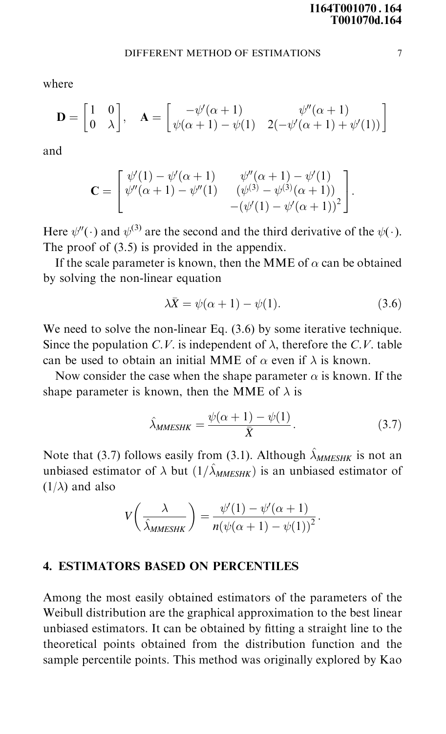where

$$\mathbf{D} = \begin{bmatrix} 1 & 0 \\ 0 & \lambda \end{bmatrix}, \quad \mathbf{A} = \begin{bmatrix} -\psi'(\alpha+1) & \psi''(\alpha+1) \\ \psi(\alpha+1) - \psi(1) & 2(-\psi'(\alpha+1) + \psi'(1)) \end{bmatrix}$$

and

$$\mathbf{C} = \begin{bmatrix} \psi'(1) - \psi'(\alpha+1) & \psi''(\alpha+1) - \psi'(1) \\ \psi''(\alpha+1) - \psi''(1) & \begin{array}{c}(\psi^{(3)} - \psi^{(3)}(\alpha+1)) \\ -(\psi'(1) - \psi'(\alpha+1))^2\end{array} \end{bmatrix}.$$

Here $\psi''(\cdot)$ and $\psi^{(3)}$ are the second and the third derivative of the $\psi(\cdot)$. The proof of (3.5) is provided in the appendix.

If the scale parameter is known, then the MME of $\alpha$ can be obtained by solving the non-linear equation

$$\lambda \bar{X} = \psi(\alpha+1) - \psi(1). \tag{3.6}$$

We need to solve the non-linear Eq. (3.6) by some iterative technique. Since the population $C.V.$ is independent of $\lambda$, therefore the $C.V.$ table can be used to obtain an initial MME of $\alpha$ even if $\lambda$ is known.

Now consider the case when the shape parameter $\alpha$ is known. If the shape parameter is known, then the MME of $\lambda$ is

$$\hat{\lambda}_{MMESHK} = \frac{\psi(\alpha+1) - \psi(1)}{\bar{X}}. \tag{3.7}$$

Note that (3.7) follows easily from (3.1). Although $\hat{\lambda}_{MMESHK}$ is not an unbiased estimator of $\lambda$ but $(1/\hat{\lambda}_{MMESHK})$ is an unbiased estimator of $(1/\lambda)$ and also

$$V\left(\frac{\lambda}{\hat{\lambda}_{MMESHK}}\right) = \frac{\psi'(1) - \psi'(\alpha+1)}{n(\psi(\alpha+1) - \psi(1))^2}.$$

## 4. ESTIMATORS BASED ON PERCENTILES

Among the most easily obtained estimators of the parameters of the Weibull distribution are the graphical approximation to the best linear unbiased estimators. It can be obtained by fitting a straight line to the theoretical points obtained from the distribution function and the sample percentile points. This method was originally explored by Kao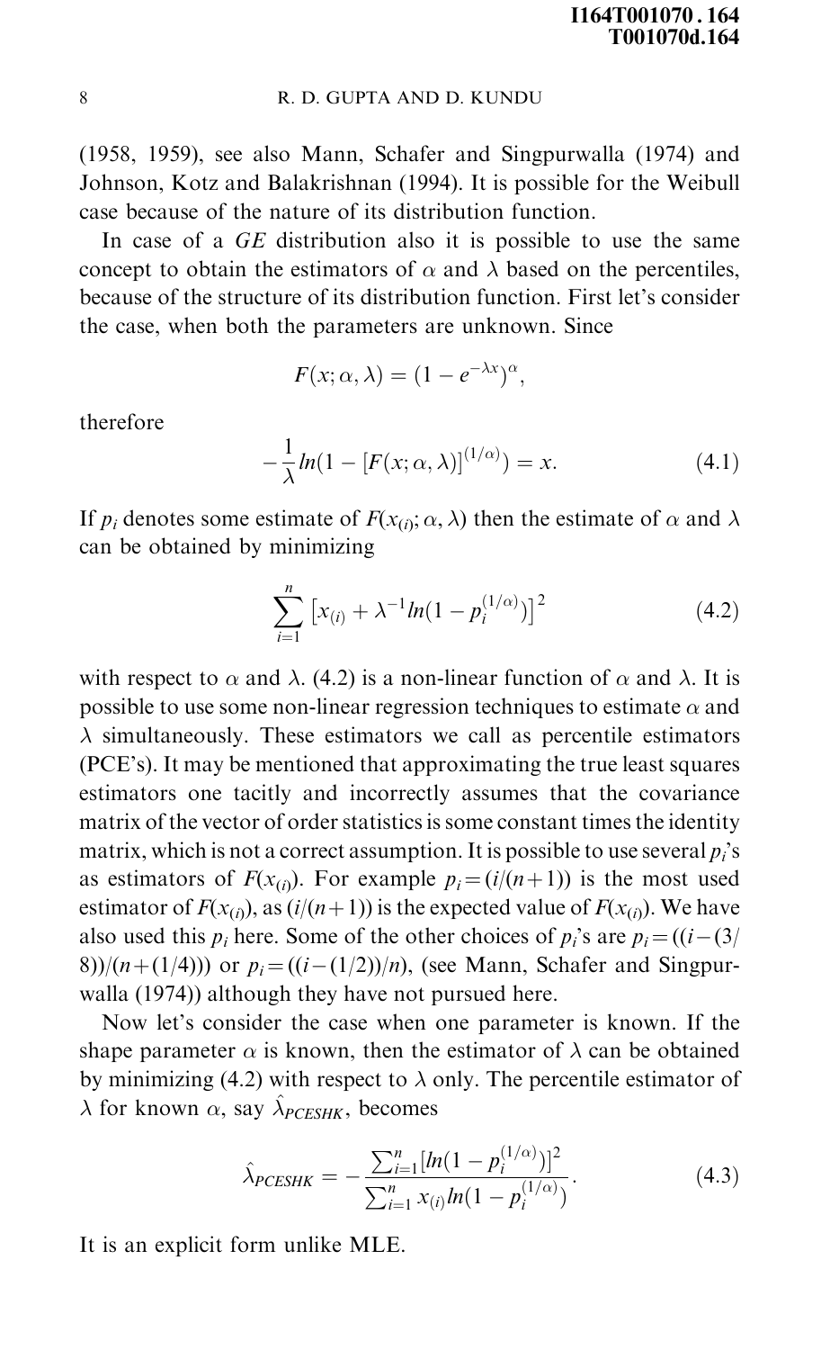(1958, 1959), see also Mann, Schafer and Singpurwalla (1974) and Johnson, Kotz and Balakrishnan (1994). It is possible for the Weibull case because of the nature of its distribution function.

In case of a *GE* distribution also it is possible to use the same concept to obtain the estimators of $\alpha$ and $\lambda$ based on the percentiles, because of the structure of its distribution function. First let's consider the case, when both the parameters are unknown. Since

$$F(x; \alpha, \lambda) = (1 - e^{-\lambda x})^{\alpha},$$

therefore

$$-\frac{1}{\lambda} ln(1 - [F(x; \alpha, \lambda)]^{(1/\alpha)}) = x. \tag{4.1}$$

If $p_i$ denotes some estimate of $F(x_{(i)}; \alpha, \lambda)$ then the estimate of $\alpha$ and $\lambda$ can be obtained by minimizing

$$\sum_{i=1}^{n} \left[ x_{(i)} + \lambda^{-1} ln(1 - p_i^{(1/\alpha)}) \right]^2 \tag{4.2}$$

with respect to $\alpha$ and $\lambda$. (4.2) is a non-linear function of $\alpha$ and $\lambda$. It is possible to use some non-linear regression techniques to estimate $\alpha$ and $\lambda$ simultaneously. These estimators we call as percentile estimators (PCE's). It may be mentioned that approximating the true least squares estimators one tacitly and incorrectly assumes that the covariance matrix of the vector of order statistics is some constant times the identity matrix, which is not a correct assumption. It is possible to use several $p_i$'s as estimators of $F(x_{(i)})$. For example $p_i = (i/(n+1))$ is the most used estimator of $F(x_{(i)})$, as $(i/(n+1))$ is the expected value of $F(x_{(i)})$. We have also used this $p_i$ here. Some of the other choices of $p_i$'s are $p_i = ((i-(3/8))/(n+(1/4)))$ or $p_i = ((i-(1/2))/n)$, (see Mann, Schafer and Singpurwalla (1974)) although they have not pursued here.

Now let's consider the case when one parameter is known. If the shape parameter $\alpha$ is known, then the estimator of $\lambda$ can be obtained by minimizing (4.2) with respect to $\lambda$ only. The percentile estimator of $\lambda$ for known $\alpha$, say $\hat{\lambda}_{PCESHK}$, becomes

$$\hat{\lambda}_{PCESHK} = -\frac{\sum_{i=1}^{n} [ln(1 - p_i^{(1/\alpha)})]^2}{\sum_{i=1}^{n} x_{(i)} ln(1 - p_i^{(1/\alpha)})}. \tag{4.3}$$

It is an explicit form unlike MLE.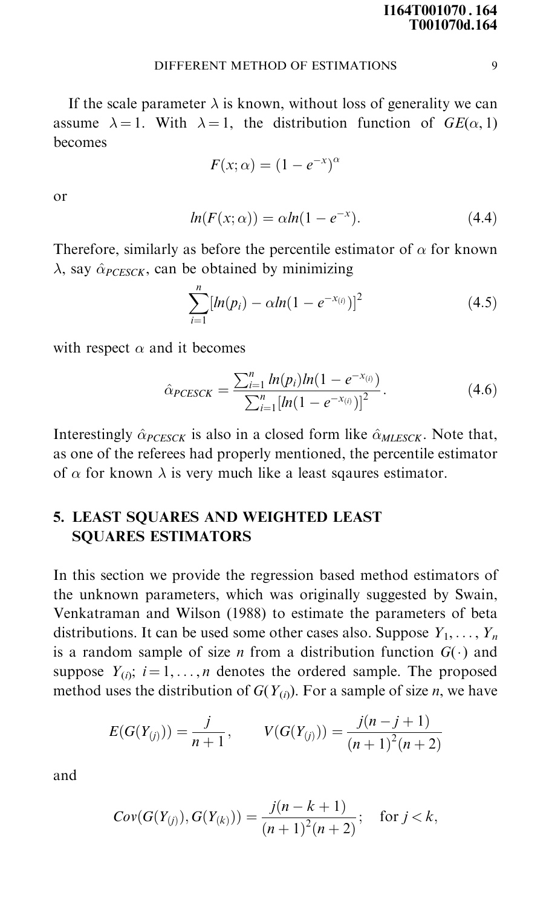If the scale parameter $\lambda$ is known, without loss of generality we can assume $\lambda = 1$. With $\lambda = 1$, the distribution function of $GE(\alpha, 1)$ becomes

$$F(x; \alpha) = (1 - e^{-x})^{\alpha}$$

or

$$ln(F(x; \alpha)) = \alpha ln(1 - e^{-x}). \tag{4.4}$$

Therefore, similarly as before the percentile estimator of $\alpha$ for known $\lambda$, say $\hat{\alpha}_{PCESCK}$, can be obtained by minimizing

$$\sum_{i=1}^{n} [ln(p_i) - \alpha ln(1 - e^{-x_{(i)}})]^2 \tag{4.5}$$

with respect $\alpha$ and it becomes

$$\hat{\alpha}_{PCESCK} = \frac{\sum_{i=1}^{n} ln(p_i) ln(1 - e^{-x_{(i)}})}{\sum_{i=1}^{n} [ln(1 - e^{-x_{(i)}})]^2}. \tag{4.6}$$

Interestingly $\hat{\alpha}_{PCESCK}$ is also in a closed form like $\hat{\alpha}_{MLESCK}$. Note that, as one of the referees had properly mentioned, the percentile estimator of $\alpha$ for known $\lambda$ is very much like a least sqaures estimator.

## 5. LEAST SQUARES AND WEIGHTED LEAST SQUARES ESTIMATORS

In this section we provide the regression based method estimators of the unknown parameters, which was originally suggested by Swain, Venkatraman and Wilson (1988) to estimate the parameters of beta distributions. It can be used some other cases also. Suppose $Y_1, \ldots, Y_n$ is a random sample of size $n$ from a distribution function $G(\cdot)$ and suppose $Y_{(i)}$; $i = 1, \ldots, n$ denotes the ordered sample. The proposed method uses the distribution of $G(Y_{(i)})$. For a sample of size $n$, we have

$$E(G(Y_{(j)})) = \frac{j}{n+1}, \qquad V(G(Y_{(j)})) = \frac{j(n-j+1)}{(n+1)^2(n+2)}$$

and

$$Cov(G(Y_{(j)}), G(Y_{(k)})) = \frac{j(n-k+1)}{(n+1)^2(n+2)}; \quad \text{for } j < k,$$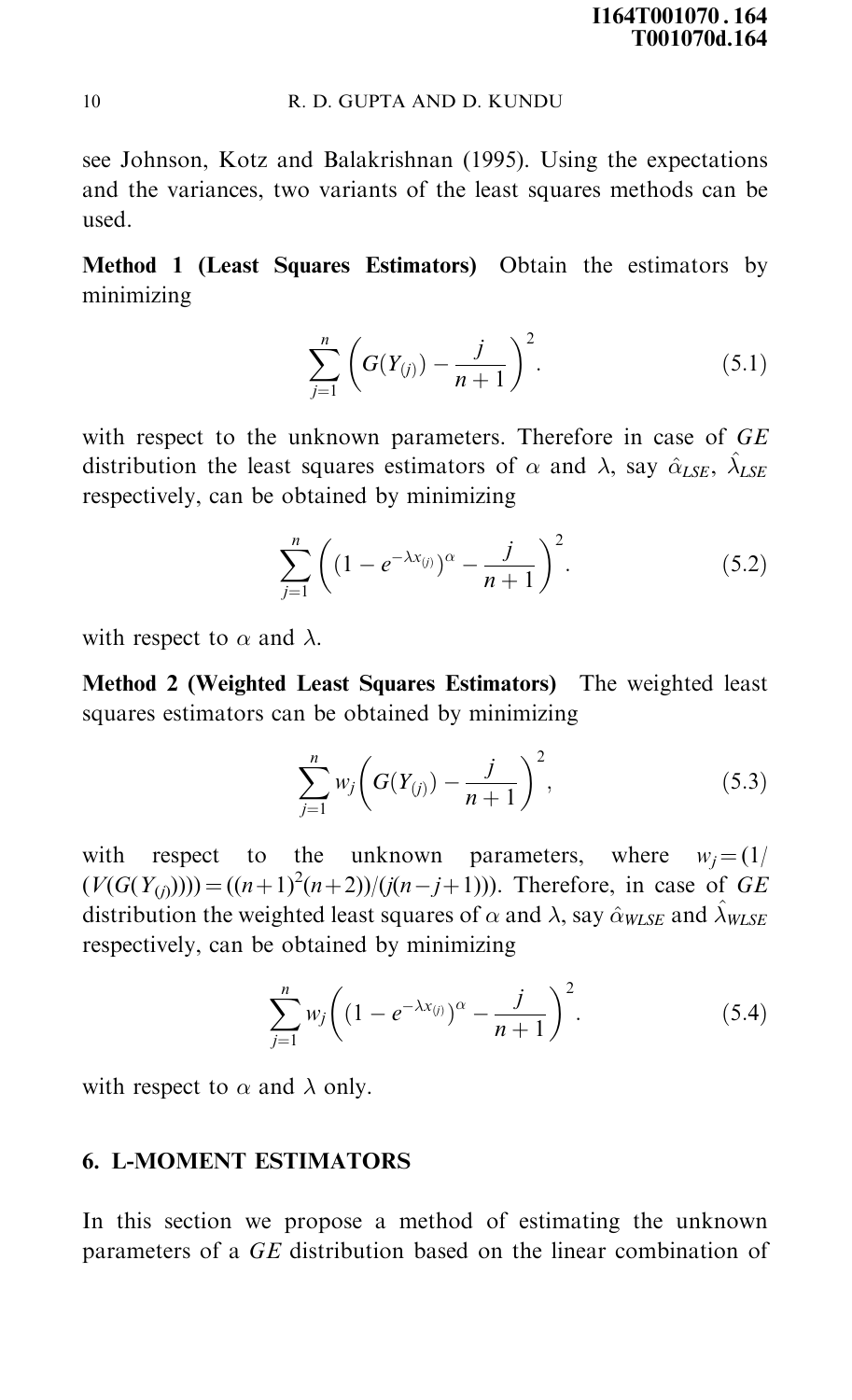see Johnson, Kotz and Balakrishnan (1995). Using the expectations and the variances, two variants of the least squares methods can be used.

**Method 1 (Least Squares Estimators)** Obtain the estimators by minimizing

$$\sum_{j=1}^{n}\left(G(Y_{(j)}) - \frac{j}{n+1}\right)^2. \tag{5.1}$$

with respect to the unknown parameters. Therefore in case of *GE* distribution the least squares estimators of $\alpha$ and $\lambda$, say $\hat{\alpha}_{LSE}$, $\hat{\lambda}_{LSE}$ respectively, can be obtained by minimizing

$$\sum_{j=1}^{n}\left((1-e^{-\lambda x_{(j)}})^{\alpha} - \frac{j}{n+1}\right)^2. \tag{5.2}$$

with respect to $\alpha$ and $\lambda$.

**Method 2 (Weighted Least Squares Estimators)** The weighted least squares estimators can be obtained by minimizing

$$\sum_{j=1}^{n} w_j\left(G(Y_{(j)}) - \frac{j}{n+1}\right)^2, \tag{5.3}$$

with respect to the unknown parameters, where $w_j = (1/(V(G(Y_{(j)}))) = ((n+1)^2(n+2))/(j(n-j+1)))$. Therefore, in case of *GE* distribution the weighted least squares of $\alpha$ and $\lambda$, say $\hat{\alpha}_{WLSE}$ and $\hat{\lambda}_{WLSE}$ respectively, can be obtained by minimizing

$$\sum_{j=1}^{n} w_j\left((1-e^{-\lambda x_{(j)}})^{\alpha} - \frac{j}{n+1}\right)^2. \tag{5.4}$$

with respect to $\alpha$ and $\lambda$ only.

## 6. L-MOMENT ESTIMATORS

In this section we propose a method of estimating the unknown parameters of a *GE* distribution based on the linear combination of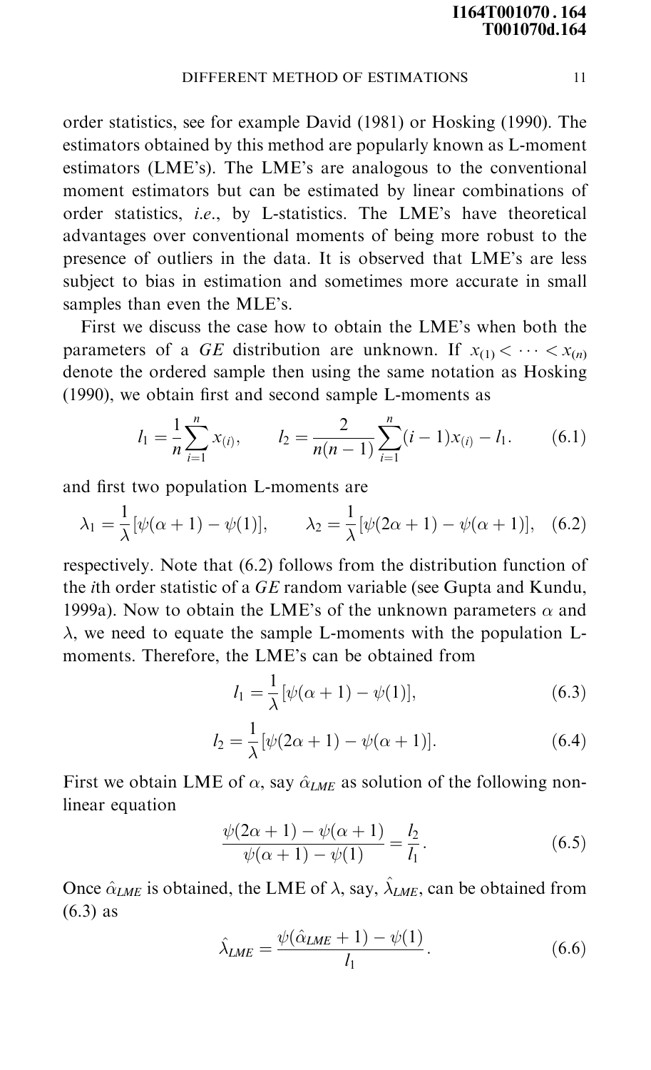order statistics, see for example David (1981) or Hosking (1990). The estimators obtained by this method are popularly known as L-moment estimators (LME's). The LME's are analogous to the conventional moment estimators but can be estimated by linear combinations of order statistics, *i.e.*, by L-statistics. The LME's have theoretical advantages over conventional moments of being more robust to the presence of outliers in the data. It is observed that LME's are less subject to bias in estimation and sometimes more accurate in small samples than even the MLE's.

First we discuss the case how to obtain the LME's when both the parameters of a *GE* distribution are unknown. If $x_{(1)} < \cdots < x_{(n)}$ denote the ordered sample then using the same notation as Hosking (1990), we obtain first and second sample L-moments as

$$l_1 = \frac{1}{n}\sum_{i=1}^{n} x_{(i)}, \qquad l_2 = \frac{2}{n(n-1)}\sum_{i=1}^{n}(i-1)x_{(i)} - l_1. \tag{6.1}$$

and first two population L-moments are

$$\lambda_1 = \frac{1}{\lambda}[\psi(\alpha+1) - \psi(1)], \qquad \lambda_2 = \frac{1}{\lambda}[\psi(2\alpha+1) - \psi(\alpha+1)], \tag{6.2}$$

respectively. Note that (6.2) follows from the distribution function of the *i*th order statistic of a *GE* random variable (see Gupta and Kundu, 1999a). Now to obtain the LME's of the unknown parameters $\alpha$ and $\lambda$, we need to equate the sample L-moments with the population L-moments. Therefore, the LME's can be obtained from

$$l_1 = \frac{1}{\lambda}[\psi(\alpha+1) - \psi(1)], \tag{6.3}$$

$$l_2 = \frac{1}{\lambda}[\psi(2\alpha+1) - \psi(\alpha+1)]. \tag{6.4}$$

First we obtain LME of $\alpha$, say $\hat{\alpha}_{LME}$ as solution of the following non-linear equation

$$\frac{\psi(2\alpha+1) - \psi(\alpha+1)}{\psi(\alpha+1) - \psi(1)} = \frac{l_2}{l_1}. \tag{6.5}$$

Once $\hat{\alpha}_{LME}$ is obtained, the LME of $\lambda$, say, $\hat{\lambda}_{LME}$, can be obtained from (6.3) as

$$\hat{\lambda}_{LME} = \frac{\psi(\hat{\alpha}_{LME}+1) - \psi(1)}{l_1}. \tag{6.6}$$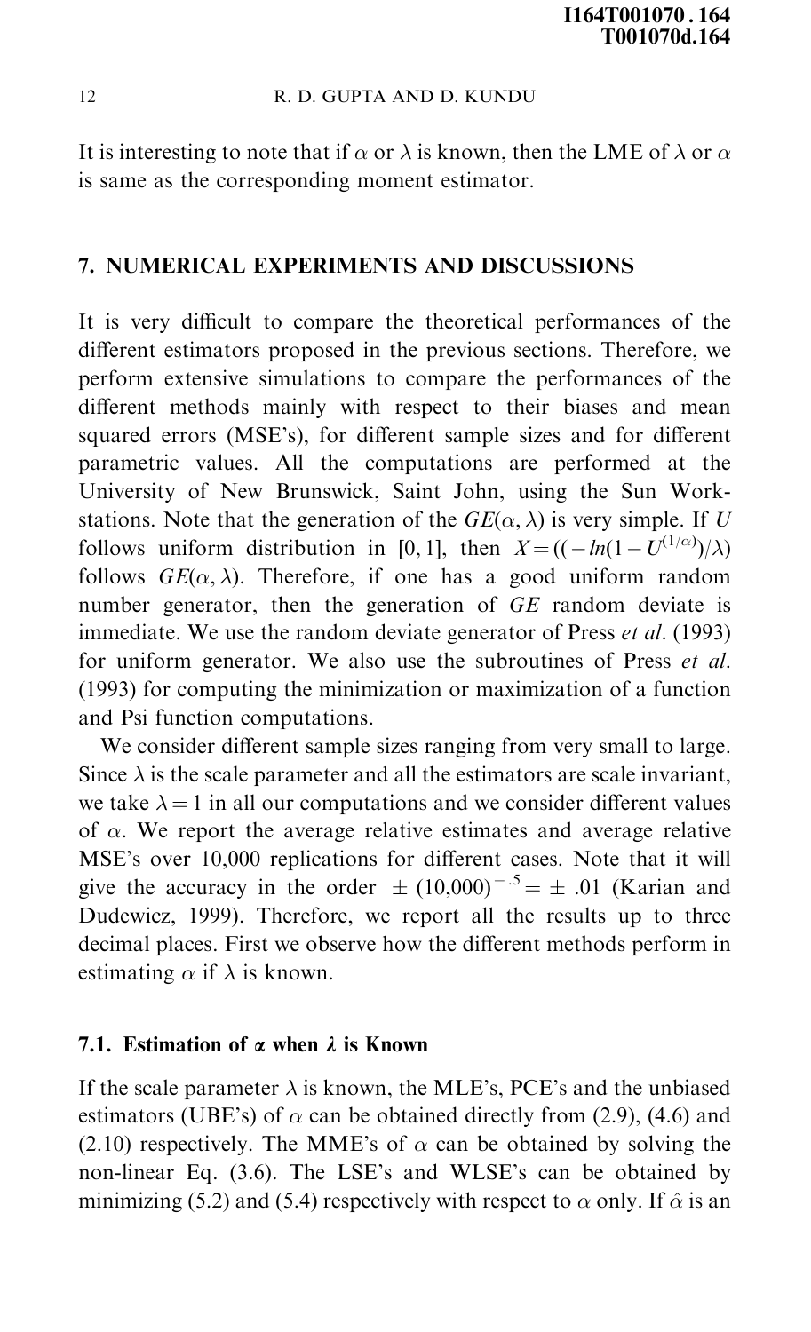It is interesting to note that if $\alpha$ or $\lambda$ is known, then the LME of $\lambda$ or $\alpha$ is same as the corresponding moment estimator.

## 7. NUMERICAL EXPERIMENTS AND DISCUSSIONS

It is very difficult to compare the theoretical performances of the different estimators proposed in the previous sections. Therefore, we perform extensive simulations to compare the performances of the different methods mainly with respect to their biases and mean squared errors (MSE's), for different sample sizes and for different parametric values. All the computations are performed at the University of New Brunswick, Saint John, using the Sun Workstations. Note that the generation of the $GE(\alpha, \lambda)$ is very simple. If $U$ follows uniform distribution in $[0, 1]$, then $X = ((-ln(1 - U^{(1/\alpha)})/\lambda)$ follows $GE(\alpha, \lambda)$. Therefore, if one has a good uniform random number generator, then the generation of $GE$ random deviate is immediate. We use the random deviate generator of Press *et al*. (1993) for uniform generator. We also use the subroutines of Press *et al*. (1993) for computing the minimization or maximization of a function and Psi function computations.

We consider different sample sizes ranging from very small to large. Since $\lambda$ is the scale parameter and all the estimators are scale invariant, we take $\lambda = 1$ in all our computations and we consider different values of $\alpha$. We report the average relative estimates and average relative MSE's over 10,000 replications for different cases. Note that it will give the accuracy in the order $\pm (10{,}000)^{-.5} = \pm .01$ (Karian and Dudewicz, 1999). Therefore, we report all the results up to three decimal places. First we observe how the different methods perform in estimating $\alpha$ if $\lambda$ is known.

### 7.1. Estimation of $\alpha$ when $\lambda$ is Known

If the scale parameter $\lambda$ is known, the MLE's, PCE's and the unbiased estimators (UBE's) of $\alpha$ can be obtained directly from (2.9), (4.6) and (2.10) respectively. The MME's of $\alpha$ can be obtained by solving the non-linear Eq. (3.6). The LSE's and WLSE's can be obtained by minimizing (5.2) and (5.4) respectively with respect to $\alpha$ only. If $\hat{\alpha}$ is an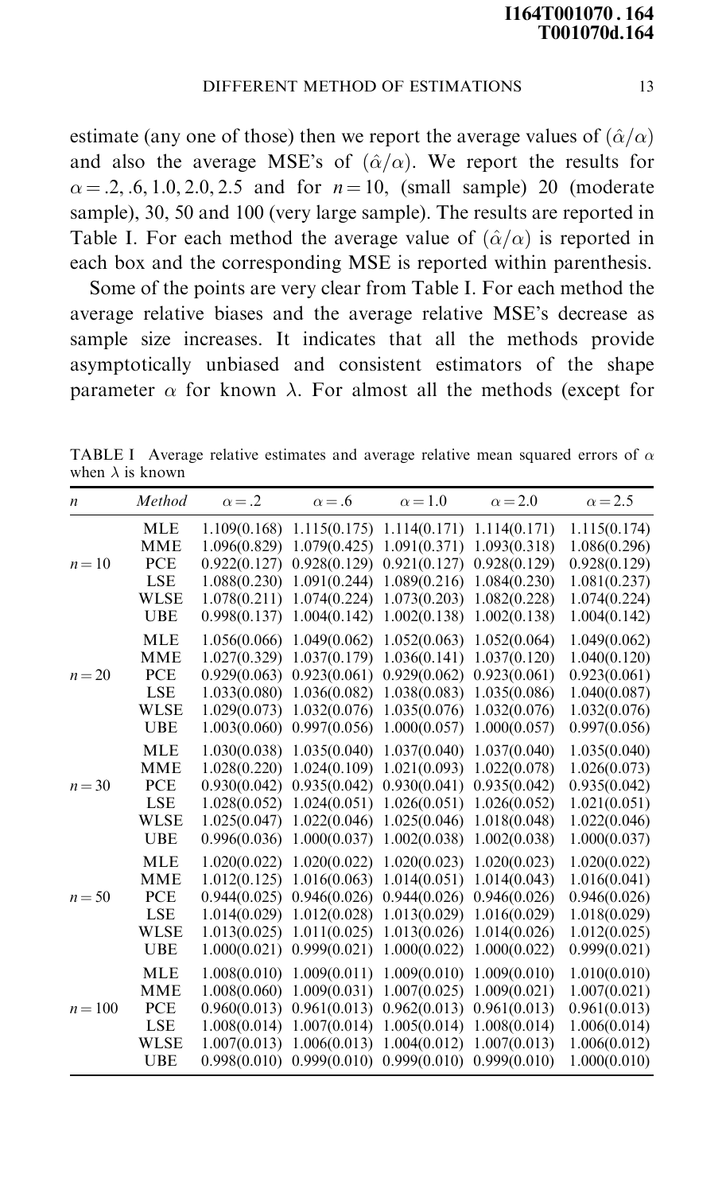estimate (any one of those) then we report the average values of $(\hat{\alpha}/\alpha)$ and also the average MSE's of $(\hat{\alpha}/\alpha)$. We report the results for $\alpha = .2, .6, 1.0, 2.0, 2.5$ and for $n = 10$, (small sample) 20 (moderate sample), 30, 50 and 100 (very large sample). The results are reported in Table I. For each method the average value of $(\hat{\alpha}/\alpha)$ is reported in each box and the corresponding MSE is reported within parenthesis.

Some of the points are very clear from Table I. For each method the average relative biases and the average relative MSE's decrease as sample size increases. It indicates that all the methods provide asymptotically unbiased and consistent estimators of the shape parameter $\alpha$ for known $\lambda$. For almost all the methods (except for

TABLE I Average relative estimates and average relative mean squared errors of $\alpha$ when $\lambda$ is known

| $n$ | *Method* | $\alpha = .2$ | $\alpha = .6$ | $\alpha = 1.0$ | $\alpha = 2.0$ | $\alpha = 2.5$ |
|---|---|---|---|---|---|---|
| $n = 10$ | MLE | 1.109(0.168) | 1.115(0.175) | 1.114(0.171) | 1.114(0.171) | 1.115(0.174) |
| | MME | 1.096(0.829) | 1.079(0.425) | 1.091(0.371) | 1.093(0.318) | 1.086(0.296) |
| | PCE | 0.922(0.127) | 0.928(0.129) | 0.921(0.127) | 0.928(0.129) | 0.928(0.129) |
| | LSE | 1.088(0.230) | 1.091(0.244) | 1.089(0.216) | 1.084(0.230) | 1.081(0.237) |
| | WLSE | 1.078(0.211) | 1.074(0.224) | 1.073(0.203) | 1.082(0.228) | 1.074(0.224) |
| | UBE | 0.998(0.137) | 1.004(0.142) | 1.002(0.138) | 1.002(0.138) | 1.004(0.142) |
| $n = 20$ | MLE | 1.056(0.066) | 1.049(0.062) | 1.052(0.063) | 1.052(0.064) | 1.049(0.062) |
| | MME | 1.027(0.329) | 1.037(0.179) | 1.036(0.141) | 1.037(0.120) | 1.040(0.120) |
| | PCE | 0.929(0.063) | 0.923(0.061) | 0.929(0.062) | 0.923(0.061) | 0.923(0.061) |
| | LSE | 1.033(0.080) | 1.036(0.082) | 1.038(0.083) | 1.035(0.086) | 1.040(0.087) |
| | WLSE | 1.029(0.073) | 1.032(0.076) | 1.035(0.076) | 1.032(0.076) | 1.032(0.076) |
| | UBE | 1.003(0.060) | 0.997(0.056) | 1.000(0.057) | 1.000(0.057) | 0.997(0.056) |
| $n = 30$ | MLE | 1.030(0.038) | 1.035(0.040) | 1.037(0.040) | 1.037(0.040) | 1.035(0.040) |
| | MME | 1.028(0.220) | 1.024(0.109) | 1.021(0.093) | 1.022(0.078) | 1.026(0.073) |
| | PCE | 0.930(0.042) | 0.935(0.042) | 0.930(0.041) | 0.935(0.042) | 0.935(0.042) |
| | LSE | 1.028(0.052) | 1.024(0.051) | 1.026(0.051) | 1.026(0.052) | 1.021(0.051) |
| | WLSE | 1.025(0.047) | 1.022(0.046) | 1.025(0.046) | 1.018(0.048) | 1.022(0.046) |
| | UBE | 0.996(0.036) | 1.000(0.037) | 1.002(0.038) | 1.002(0.038) | 1.000(0.037) |
| $n = 50$ | MLE | 1.020(0.022) | 1.020(0.022) | 1.020(0.023) | 1.020(0.023) | 1.020(0.022) |
| | MME | 1.012(0.125) | 1.016(0.063) | 1.014(0.051) | 1.014(0.043) | 1.016(0.041) |
| | PCE | 0.944(0.025) | 0.946(0.026) | 0.944(0.026) | 0.946(0.026) | 0.946(0.026) |
| | LSE | 1.014(0.029) | 1.012(0.028) | 1.013(0.029) | 1.016(0.029) | 1.018(0.029) |
| | WLSE | 1.013(0.025) | 1.011(0.025) | 1.013(0.026) | 1.014(0.026) | 1.012(0.025) |
| | UBE | 1.000(0.021) | 0.999(0.021) | 1.000(0.022) | 1.000(0.022) | 0.999(0.021) |
| $n = 100$ | MLE | 1.008(0.010) | 1.009(0.011) | 1.009(0.010) | 1.009(0.010) | 1.010(0.010) |
| | MME | 1.008(0.060) | 1.009(0.031) | 1.007(0.025) | 1.009(0.021) | 1.007(0.021) |
| | PCE | 0.960(0.013) | 0.961(0.013) | 0.962(0.013) | 0.961(0.013) | 0.961(0.013) |
| | LSE | 1.008(0.014) | 1.007(0.014) | 1.005(0.014) | 1.008(0.014) | 1.006(0.014) |
| | WLSE | 1.007(0.013) | 1.006(0.013) | 1.004(0.012) | 1.007(0.013) | 1.006(0.012) |
| | UBE | 0.998(0.010) | 0.999(0.010) | 0.999(0.010) | 0.999(0.010) | 1.000(0.010) |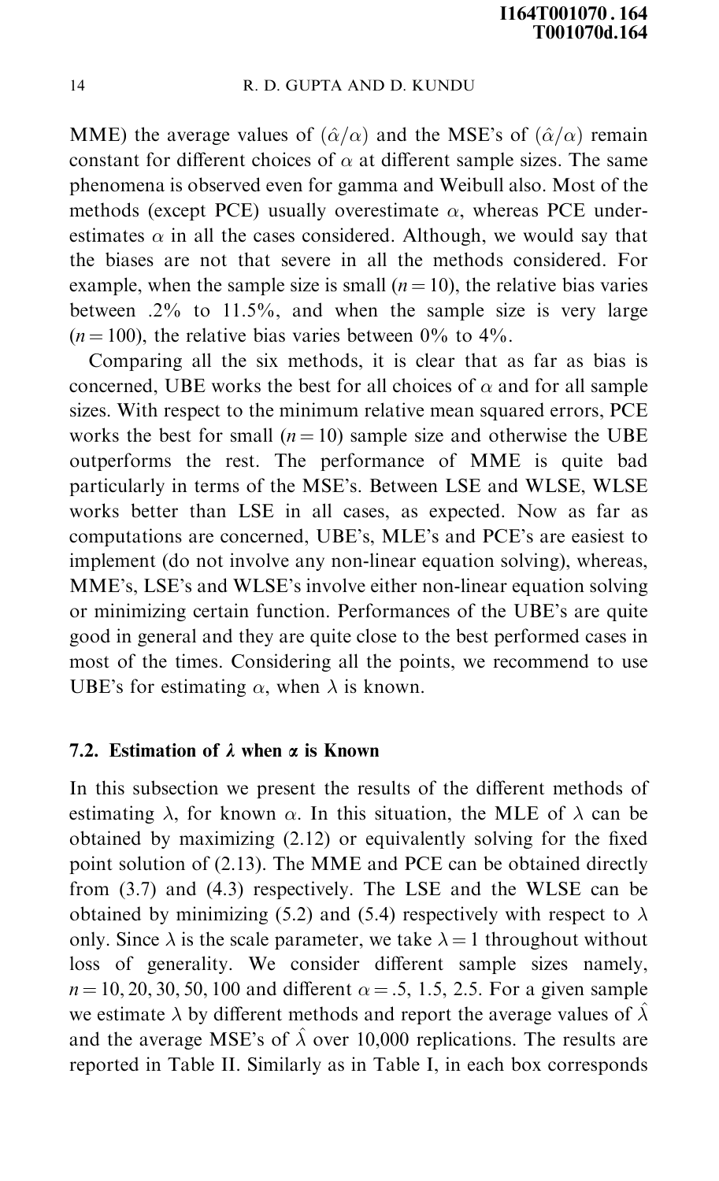MME) the average values of $(\hat{\alpha}/\alpha)$ and the MSE's of $(\hat{\alpha}/\alpha)$ remain constant for different choices of $\alpha$ at different sample sizes. The same phenomena is observed even for gamma and Weibull also. Most of the methods (except PCE) usually overestimate $\alpha$, whereas PCE underestimates $\alpha$ in all the cases considered. Although, we would say that the biases are not that severe in all the methods considered. For example, when the sample size is small ($n = 10$), the relative bias varies between .2% to 11.5%, and when the sample size is very large ($n = 100$), the relative bias varies between 0% to 4%.

Comparing all the six methods, it is clear that as far as bias is concerned, UBE works the best for all choices of $\alpha$ and for all sample sizes. With respect to the minimum relative mean squared errors, PCE works the best for small ($n = 10$) sample size and otherwise the UBE outperforms the rest. The performance of MME is quite bad particularly in terms of the MSE's. Between LSE and WLSE, WLSE works better than LSE in all cases, as expected. Now as far as computations are concerned, UBE's, MLE's and PCE's are easiest to implement (do not involve any non-linear equation solving), whereas, MME's, LSE's and WLSE's involve either non-linear equation solving or minimizing certain function. Performances of the UBE's are quite good in general and they are quite close to the best performed cases in most of the times. Considering all the points, we recommend to use UBE's for estimating $\alpha$, when $\lambda$ is known.

### 7.2. Estimation of $\lambda$ when $\alpha$ is Known

In this subsection we present the results of the different methods of estimating $\lambda$, for known $\alpha$. In this situation, the MLE of $\lambda$ can be obtained by maximizing (2.12) or equivalently solving for the fixed point solution of (2.13). The MME and PCE can be obtained directly from (3.7) and (4.3) respectively. The LSE and the WLSE can be obtained by minimizing (5.2) and (5.4) respectively with respect to $\lambda$ only. Since $\lambda$ is the scale parameter, we take $\lambda = 1$ throughout without loss of generality. We consider different sample sizes namely, $n = 10, 20, 30, 50, 100$ and different $\alpha = .5, 1.5, 2.5$. For a given sample we estimate $\lambda$ by different methods and report the average values of $\hat{\lambda}$ and the average MSE's of $\hat{\lambda}$ over 10,000 replications. The results are reported in Table II. Similarly as in Table I, in each box corresponds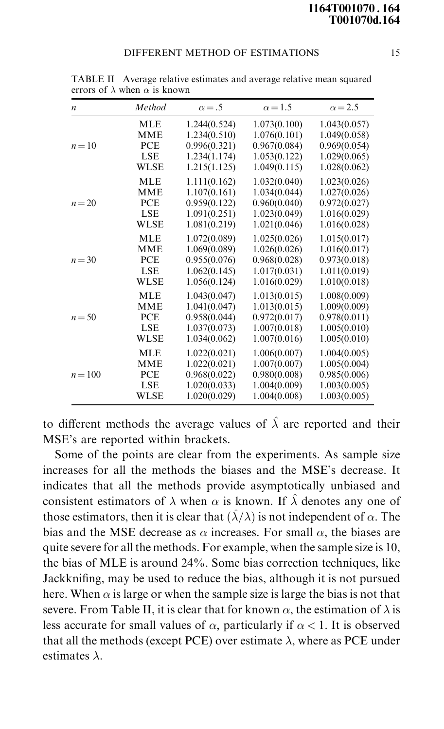TABLE II Average relative estimates and average relative mean squared errors of $\lambda$ when $\alpha$ is known

| $n$ | *Method* | $\alpha = .5$ | $\alpha = 1.5$ | $\alpha = 2.5$ |
|---|---|---|---|---|
| $n = 10$ | MLE | 1.244(0.524) | 1.073(0.100) | 1.043(0.057) |
| | MME | 1.234(0.510) | 1.076(0.101) | 1.049(0.058) |
| | PCE | 0.996(0.321) | 0.967(0.084) | 0.969(0.054) |
| | LSE | 1.234(1.174) | 1.053(0.122) | 1.029(0.065) |
| | WLSE | 1.215(1.125) | 1.049(0.115) | 1.028(0.062) |
| $n = 20$ | MLE | 1.111(0.162) | 1.032(0.040) | 1.023(0.026) |
| | MME | 1.107(0.161) | 1.034(0.044) | 1.027(0.026) |
| | PCE | 0.959(0.122) | 0.960(0.040) | 0.972(0.027) |
| | LSE | 1.091(0.251) | 1.023(0.049) | 1.016(0.029) |
| | WLSE | 1.081(0.219) | 1.021(0.046) | 1.016(0.028) |
| $n = 30$ | MLE | 1.072(0.089) | 1.025(0.026) | 1.015(0.017) |
| | MME | 1.069(0.089) | 1.026(0.026) | 1.016(0.017) |
| | PCE | 0.955(0.076) | 0.968(0.028) | 0.973(0.018) |
| | LSE | 1.062(0.145) | 1.017(0.031) | 1.011(0.019) |
| | WLSE | 1.056(0.124) | 1.016(0.029) | 1.010(0.018) |
| $n = 50$ | MLE | 1.043(0.047) | 1.013(0.015) | 1.008(0.009) |
| | MME | 1.041(0.047) | 1.013(0.015) | 1.009(0.009) |
| | PCE | 0.958(0.044) | 0.972(0.017) | 0.978(0.011) |
| | LSE | 1.037(0.073) | 1.007(0.018) | 1.005(0.010) |
| | WLSE | 1.034(0.062) | 1.007(0.016) | 1.005(0.010) |
| $n = 100$ | MLE | 1.022(0.021) | 1.006(0.007) | 1.004(0.005) |
| | MME | 1.022(0.021) | 1.007(0.007) | 1.005(0.004) |
| | PCE | 0.968(0.022) | 0.980(0.008) | 0.985(0.006) |
| | LSE | 1.020(0.033) | 1.004(0.009) | 1.003(0.005) |
| | WLSE | 1.020(0.029) | 1.004(0.008) | 1.003(0.005) |

to different methods the average values of $\hat{\lambda}$ are reported and their MSE's are reported within brackets.

Some of the points are clear from the experiments. As sample size increases for all the methods the biases and the MSE's decrease. It indicates that all the methods provide asymptotically unbiased and consistent estimators of $\lambda$ when $\alpha$ is known. If $\hat{\lambda}$ denotes any one of those estimators, then it is clear that $(\hat{\lambda}/\lambda)$ is not independent of $\alpha$. The bias and the MSE decrease as $\alpha$ increases. For small $\alpha$, the biases are quite severe for all the methods. For example, when the sample size is 10, the bias of MLE is around 24%. Some bias correction techniques, like Jackknifing, may be used to reduce the bias, although it is not pursued here. When $\alpha$ is large or when the sample size is large the bias is not that severe. From Table II, it is clear that for known $\alpha$, the estimation of $\lambda$ is less accurate for small values of $\alpha$, particularly if $\alpha < 1$. It is observed that all the methods (except PCE) over estimate $\lambda$, where as PCE under estimates $\lambda$.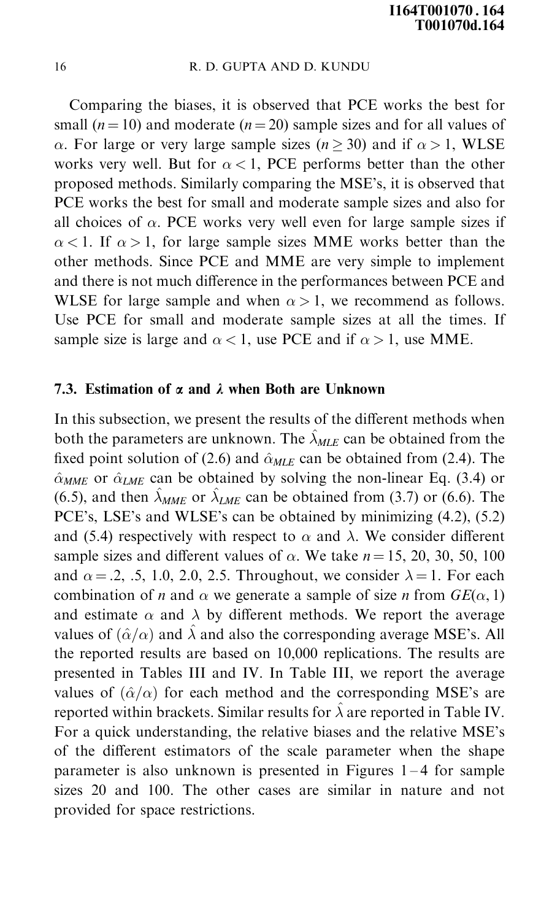Comparing the biases, it is observed that PCE works the best for small ($n = 10$) and moderate ($n = 20$) sample sizes and for all values of $\alpha$. For large or very large sample sizes ($n \geq 30$) and if $\alpha > 1$, WLSE works very well. But for $\alpha < 1$, PCE performs better than the other proposed methods. Similarly comparing the MSE's, it is observed that PCE works the best for small and moderate sample sizes and also for all choices of $\alpha$. PCE works very well even for large sample sizes if $\alpha < 1$. If $\alpha > 1$, for large sample sizes MME works better than the other methods. Since PCE and MME are very simple to implement and there is not much difference in the performances between PCE and WLSE for large sample and when $\alpha > 1$, we recommend as follows. Use PCE for small and moderate sample sizes at all the times. If sample size is large and $\alpha < 1$, use PCE and if $\alpha > 1$, use MME.

### 7.3. Estimation of $\alpha$ and $\lambda$ when Both are Unknown

In this subsection, we present the results of the different methods when both the parameters are unknown. The $\hat{\lambda}_{MLE}$ can be obtained from the fixed point solution of (2.6) and $\hat{\alpha}_{MLE}$ can be obtained from (2.4). The $\hat{\alpha}_{MME}$ or $\hat{\alpha}_{LME}$ can be obtained by solving the non-linear Eq. (3.4) or (6.5), and then $\hat{\lambda}_{MME}$ or $\hat{\lambda}_{LME}$ can be obtained from (3.7) or (6.6). The PCE's, LSE's and WLSE's can be obtained by minimizing (4.2), (5.2) and (5.4) respectively with respect to $\alpha$ and $\lambda$. We consider different sample sizes and different values of $\alpha$. We take $n = 15$, 20, 30, 50, 100 and $\alpha = .2$, .5, 1.0, 2.0, 2.5. Throughout, we consider $\lambda = 1$. For each combination of $n$ and $\alpha$ we generate a sample of size $n$ from $GE(\alpha, 1)$ and estimate $\alpha$ and $\lambda$ by different methods. We report the average values of $(\hat{\alpha}/\alpha)$ and $\hat{\lambda}$ and also the corresponding average MSE's. All the reported results are based on 10,000 replications. The results are presented in Tables III and IV. In Table III, we report the average values of $(\hat{\alpha}/\alpha)$ for each method and the corresponding MSE's are reported within brackets. Similar results for $\hat{\lambda}$ are reported in Table IV. For a quick understanding, the relative biases and the relative MSE's of the different estimators of the scale parameter when the shape parameter is also unknown is presented in Figures 1–4 for sample sizes 20 and 100. The other cases are similar in nature and not provided for space restrictions.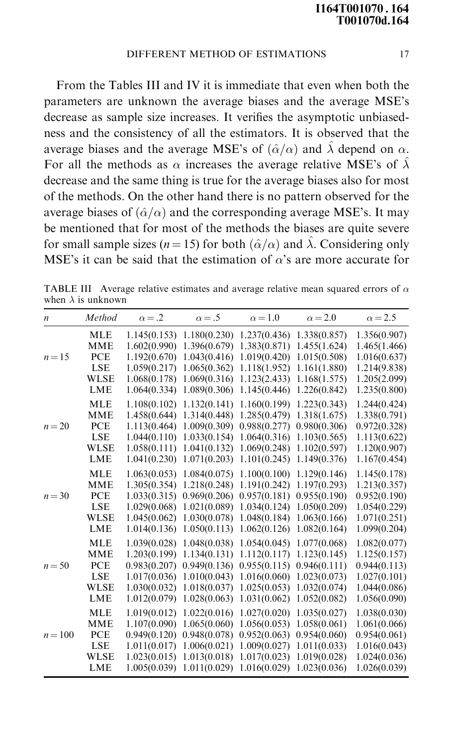From the Tables III and IV it is immediate that even when both the parameters are unknown the average biases and the average MSE's decrease as sample size increases. It verifies the asymptotic unbiasedness and the consistency of all the estimators. It is observed that the average biases and the average MSE's of $(\hat{\alpha}/\alpha)$ and $\hat{\lambda}$ depend on $\alpha$. For all the methods as $\alpha$ increases the average relative MSE's of $\hat{\lambda}$ decrease and the same thing is true for the average biases also for most of the methods. On the other hand there is no pattern observed for the average biases of $(\hat{\alpha}/\alpha)$ and the corresponding average MSE's. It may be mentioned that for most of the methods the biases are quite severe for small sample sizes ($n = 15$) for both $(\hat{\alpha}/\alpha)$ and $\hat{\lambda}$. Considering only MSE's it can be said that the estimation of $\alpha$'s are more accurate for

TABLE III Average relative estimates and average relative mean squared errors of $\alpha$ when $\lambda$ is unknown

| $n$ | Method | $\alpha = .2$ | $\alpha = .5$ | $\alpha = 1.0$ | $\alpha = 2.0$ | $\alpha = 2.5$ |
|---|---|---|---|---|---|---|
| $n = 15$ | MLE | 1.145(0.153) | 1.180(0.230) | 1.237(0.436) | 1.338(0.857) | 1.356(0.907) |
| | MME | 1.602(0.990) | 1.396(0.679) | 1.383(0.871) | 1.455(1.624) | 1.465(1.466) |
| | PCE | 1.192(0.670) | 1.043(0.416) | 1.019(0.420) | 1.015(0.508) | 1.016(0.637) |
| | LSE | 1.059(0.217) | 1.065(0.362) | 1.118(1.952) | 1.161(1.880) | 1.214(9.838) |
| | WLSE | 1.068(0.178) | 1.069(0.316) | 1.123(2.433) | 1.168(1.575) | 1.205(2.099) |
| | LME | 1.064(0.334) | 1.089(0.306) | 1.145(0.446) | 1.226(0.842) | 1.235(0.800) |
| $n = 20$ | MLE | 1.108(0.102) | 1.132(0.141) | 1.160(0.199) | 1.223(0.343) | 1.244(0.424) |
| | MME | 1.458(0.644) | 1.314(0.448) | 1.285(0.479) | 1.318(1.675) | 1.338(0.791) |
| | PCE | 1.113(0.464) | 1.009(0.309) | 0.988(0.277) | 0.980(0.306) | 0.972(0.328) |
| | LSE | 1.044(0.110) | 1.033(0.154) | 1.064(0.316) | 1.103(0.565) | 1.113(0.622) |
| | WLSE | 1.058(0.111) | 1.041(0.132) | 1.069(0.248) | 1.102(0.597) | 1.120(0.907) |
| | LME | 1.041(0.230) | 1.071(0.203) | 1.101(0.245) | 1.149(0.376) | 1.167(0.454) |
| $n = 30$ | MLE | 1.063(0.053) | 1.084(0.075) | 1.100(0.100) | 1.129(0.146) | 1.145(0.178) |
| | MME | 1.305(0.354) | 1.218(0.248) | 1.191(0.242) | 1.197(0.293) | 1.213(0.357) |
| | PCE | 1.033(0.315) | 0.969(0.206) | 0.957(0.181) | 0.955(0.190) | 0.952(0.190) |
| | LSE | 1.029(0.068) | 1.021(0.089) | 1.034(0.124) | 1.050(0.209) | 1.054(0.229) |
| | WLSE | 1.045(0.062) | 1.030(0.078) | 1.048(0.184) | 1.063(0.166) | 1.071(0.251) |
| | LME | 1.014(0.136) | 1.050(0.113) | 1.062(0.126) | 1.082(0.164) | 1.099(0.204) |
| $n = 50$ | MLE | 1.039(0.028) | 1.048(0.038) | 1.054(0.045) | 1.077(0.068) | 1.082(0.077) |
| | MME | 1.203(0.199) | 1.134(0.131) | 1.112(0.117) | 1.123(0.145) | 1.125(0.157) |
| | PCE | 0.983(0.207) | 0.949(0.136) | 0.955(0.115) | 0.946(0.111) | 0.944(0.113) |
| | LSE | 1.017(0.036) | 1.010(0.043) | 1.016(0.060) | 1.023(0.073) | 1.027(0.101) |
| | WLSE | 1.030(0.032) | 1.018(0.037) | 1.025(0.053) | 1.032(0.074) | 1.044(0.086) |
| | LME | 1.012(0.079) | 1.028(0.063) | 1.031(0.062) | 1.052(0.082) | 1.056(0.090) |
| $n = 100$ | MLE | 1.019(0.012) | 1.022(0.016) | 1.027(0.020) | 1.035(0.027) | 1.038(0.030) |
| | MME | 1.107(0.090) | 1.065(0.060) | 1.056(0.053) | 1.058(0.061) | 1.061(0.066) |
| | PCE | 0.949(0.120) | 0.948(0.078) | 0.952(0.063) | 0.954(0.060) | 0.954(0.061) |
| | LSE | 1.011(0.017) | 1.006(0.021) | 1.009(0.027) | 1.011(0.033) | 1.016(0.043) |
| | WLSE | 1.023(0.015) | 1.013(0.018) | 1.017(0.023) | 1.019(0.028) | 1.024(0.036) |
| | LME | 1.005(0.039) | 1.011(0.029) | 1.016(0.029) | 1.023(0.036) | 1.026(0.039) |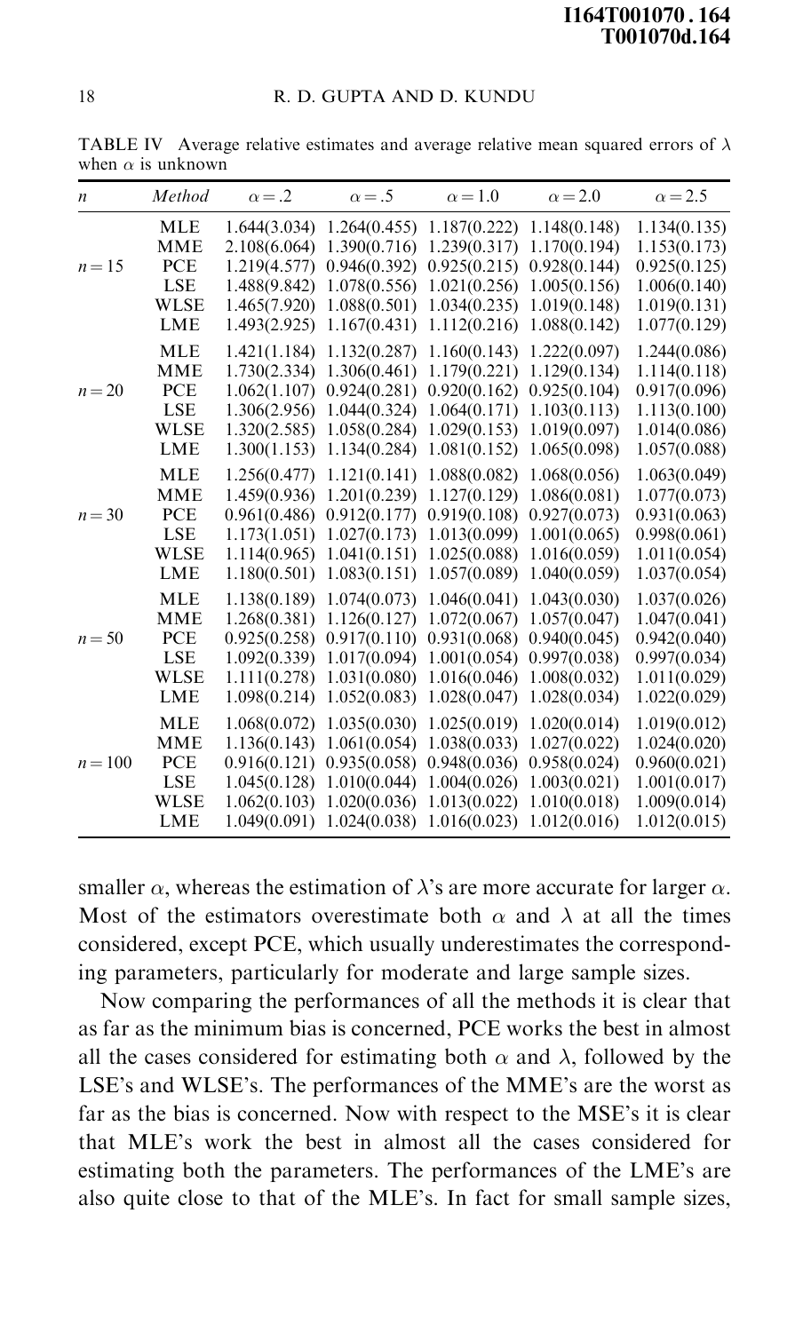TABLE IV Average relative estimates and average relative mean squared errors of $\lambda$ when $\alpha$ is unknown

| $n$ | *Method* | $\alpha = .2$ | $\alpha = .5$ | $\alpha = 1.0$ | $\alpha = 2.0$ | $\alpha = 2.5$ |
|---|---|---|---|---|---|---|
| $n = 15$ | MLE | 1.644(3.034) | 1.264(0.455) | 1.187(0.222) | 1.148(0.148) | 1.134(0.135) |
| | MME | 2.108(6.064) | 1.390(0.716) | 1.239(0.317) | 1.170(0.194) | 1.153(0.173) |
| | PCE | 1.219(4.577) | 0.946(0.392) | 0.925(0.215) | 0.928(0.144) | 0.925(0.125) |
| | LSE | 1.488(9.842) | 1.078(0.556) | 1.021(0.256) | 1.005(0.156) | 1.006(0.140) |
| | WLSE | 1.465(7.920) | 1.088(0.501) | 1.034(0.235) | 1.019(0.148) | 1.019(0.131) |
| | LME | 1.493(2.925) | 1.167(0.431) | 1.112(0.216) | 1.088(0.142) | 1.077(0.129) |
| $n = 20$ | MLE | 1.421(1.184) | 1.132(0.287) | 1.160(0.143) | 1.222(0.097) | 1.244(0.086) |
| | MME | 1.730(2.334) | 1.306(0.461) | 1.179(0.221) | 1.129(0.134) | 1.114(0.118) |
| | PCE | 1.062(1.107) | 0.924(0.281) | 0.920(0.162) | 0.925(0.104) | 0.917(0.096) |
| | LSE | 1.306(2.956) | 1.044(0.324) | 1.064(0.171) | 1.103(0.113) | 1.113(0.100) |
| | WLSE | 1.320(2.585) | 1.058(0.284) | 1.029(0.153) | 1.019(0.097) | 1.014(0.086) |
| | LME | 1.300(1.153) | 1.134(0.284) | 1.081(0.152) | 1.065(0.098) | 1.057(0.088) |
| $n = 30$ | MLE | 1.256(0.477) | 1.121(0.141) | 1.088(0.082) | 1.068(0.056) | 1.063(0.049) |
| | MME | 1.459(0.936) | 1.201(0.239) | 1.127(0.129) | 1.086(0.081) | 1.077(0.073) |
| | PCE | 0.961(0.486) | 0.912(0.177) | 0.919(0.108) | 0.927(0.073) | 0.931(0.063) |
| | LSE | 1.173(1.051) | 1.027(0.173) | 1.013(0.099) | 1.001(0.065) | 0.998(0.061) |
| | WLSE | 1.114(0.965) | 1.041(0.151) | 1.025(0.088) | 1.016(0.059) | 1.011(0.054) |
| | LME | 1.180(0.501) | 1.083(0.151) | 1.057(0.089) | 1.040(0.059) | 1.037(0.054) |
| $n = 50$ | MLE | 1.138(0.189) | 1.074(0.073) | 1.046(0.041) | 1.043(0.030) | 1.037(0.026) |
| | MME | 1.268(0.381) | 1.126(0.127) | 1.072(0.067) | 1.057(0.047) | 1.047(0.041) |
| | PCE | 0.925(0.258) | 0.917(0.110) | 0.931(0.068) | 0.940(0.045) | 0.942(0.040) |
| | LSE | 1.092(0.339) | 1.017(0.094) | 1.001(0.054) | 0.997(0.038) | 0.997(0.034) |
| | WLSE | 1.111(0.278) | 1.031(0.080) | 1.016(0.046) | 1.008(0.032) | 1.011(0.029) |
| | LME | 1.098(0.214) | 1.052(0.083) | 1.028(0.047) | 1.028(0.034) | 1.022(0.029) |
| $n = 100$ | MLE | 1.068(0.072) | 1.035(0.030) | 1.025(0.019) | 1.020(0.014) | 1.019(0.012) |
| | MME | 1.136(0.143) | 1.061(0.054) | 1.038(0.033) | 1.027(0.022) | 1.024(0.020) |
| | PCE | 0.916(0.121) | 0.935(0.058) | 0.948(0.036) | 0.958(0.024) | 0.960(0.021) |
| | LSE | 1.045(0.128) | 1.010(0.044) | 1.004(0.026) | 1.003(0.021) | 1.001(0.017) |
| | WLSE | 1.062(0.103) | 1.020(0.036) | 1.013(0.022) | 1.010(0.018) | 1.009(0.014) |
| | LME | 1.049(0.091) | 1.024(0.038) | 1.016(0.023) | 1.012(0.016) | 1.012(0.015) |

smaller $\alpha$, whereas the estimation of $\lambda$'s are more accurate for larger $\alpha$. Most of the estimators overestimate both $\alpha$ and $\lambda$ at all the times considered, except PCE, which usually underestimates the corresponding parameters, particularly for moderate and large sample sizes.

Now comparing the performances of all the methods it is clear that as far as the minimum bias is concerned, PCE works the best in almost all the cases considered for estimating both $\alpha$ and $\lambda$, followed by the LSE's and WLSE's. The performances of the MME's are the worst as far as the bias is concerned. Now with respect to the MSE's it is clear that MLE's work the best in almost all the cases considered for estimating both the parameters. The performances of the LME's are also quite close to that of the MLE's. In fact for small sample sizes,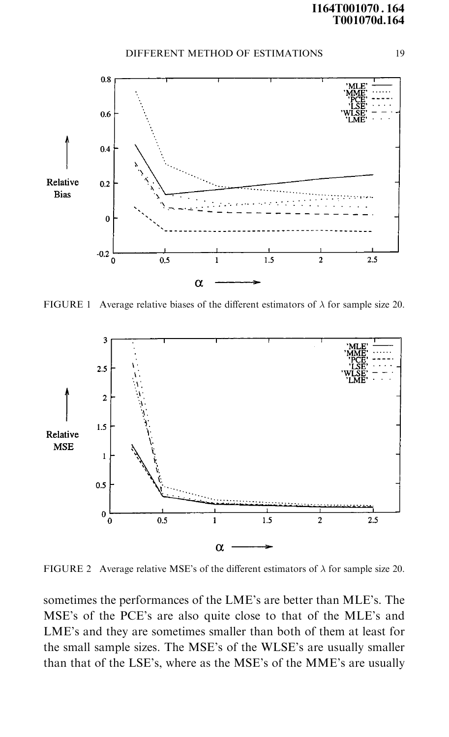FIGURE 1 Average relative biases of the different estimators of $\lambda$ for sample size 20.

FIGURE 2 Average relative MSE's of the different estimators of $\lambda$ for sample size 20.

sometimes the performances of the LME's are better than MLE's. The MSE's of the PCE's are also quite close to that of the MLE's and LME's and they are sometimes smaller than both of them at least for the small sample sizes. The MSE's of the WLSE's are usually smaller than that of the LSE's, where as the MSE's of the MME's are usually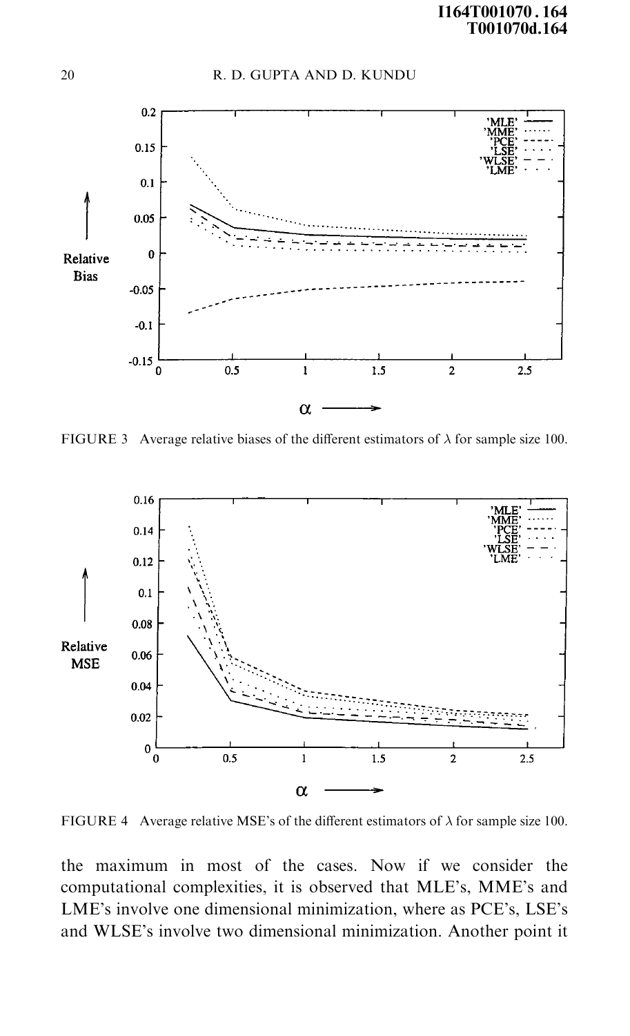FIGURE 3 Average relative biases of the different estimators of $\lambda$ for sample size 100.

FIGURE 4 Average relative MSE's of the different estimators of $\lambda$ for sample size 100.

the maximum in most of the cases. Now if we consider the computational complexities, it is observed that MLE's, MME's and LME's involve one dimensional minimization, where as PCE's, LSE's and WLSE's involve two dimensional minimization. Another point it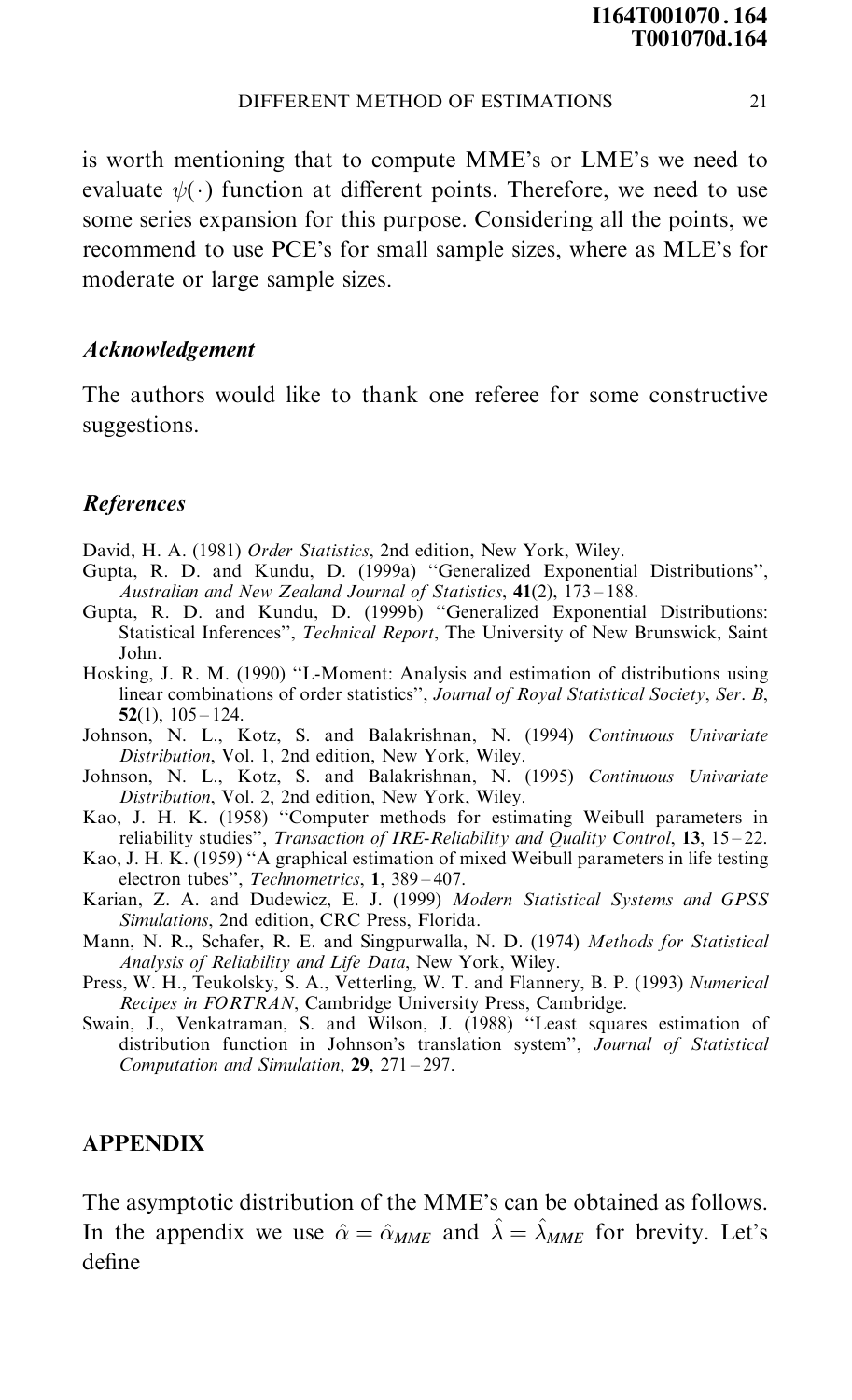is worth mentioning that to compute MME's or LME's we need to evaluate $\psi(\cdot)$ function at different points. Therefore, we need to use some series expansion for this purpose. Considering all the points, we recommend to use PCE's for small sample sizes, where as MLE's for moderate or large sample sizes.

### *Acknowledgement*

The authors would like to thank one referee for some constructive suggestions.

### *References*

David, H. A. (1981) *Order Statistics*, 2nd edition, New York, Wiley.

Gupta, R. D. and Kundu, D. (1999a) "Generalized Exponential Distributions", *Australian and New Zealand Journal of Statistics*, **41**(2), 173–188.

Gupta, R. D. and Kundu, D. (1999b) "Generalized Exponential Distributions: Statistical Inferences", *Technical Report*, The University of New Brunswick, Saint John.

Hosking, J. R. M. (1990) "L-Moment: Analysis and estimation of distributions using linear combinations of order statistics", *Journal of Royal Statistical Society*, *Ser. B*, **52**(1), 105–124.

Johnson, N. L., Kotz, S. and Balakrishnan, N. (1994) *Continuous Univariate Distribution*, Vol. 1, 2nd edition, New York, Wiley.

Johnson, N. L., Kotz, S. and Balakrishnan, N. (1995) *Continuous Univariate Distribution*, Vol. 2, 2nd edition, New York, Wiley.

Kao, J. H. K. (1958) "Computer methods for estimating Weibull parameters in reliability studies", *Transaction of IRE-Reliability and Quality Control*, **13**, 15–22.

Kao, J. H. K. (1959) "A graphical estimation of mixed Weibull parameters in life testing electron tubes", *Technometrics*, **1**, 389–407.

Karian, Z. A. and Dudewicz, E. J. (1999) *Modern Statistical Systems and GPSS Simulations*, 2nd edition, CRC Press, Florida.

Mann, N. R., Schafer, R. E. and Singpurwalla, N. D. (1974) *Methods for Statistical Analysis of Reliability and Life Data*, New York, Wiley.

Press, W. H., Teukolsky, S. A., Vetterling, W. T. and Flannery, B. P. (1993) *Numerical Recipes in FORTRAN*, Cambridge University Press, Cambridge.

Swain, J., Venkatraman, S. and Wilson, J. (1988) "Least squares estimation of distribution function in Johnson's translation system", *Journal of Statistical Computation and Simulation*, **29**, 271–297.

## APPENDIX

The asymptotic distribution of the MME's can be obtained as follows. In the appendix we use $\hat{\alpha} = \hat{\alpha}_{MME}$ and $\hat{\lambda} = \hat{\lambda}_{MME}$ for brevity. Let's define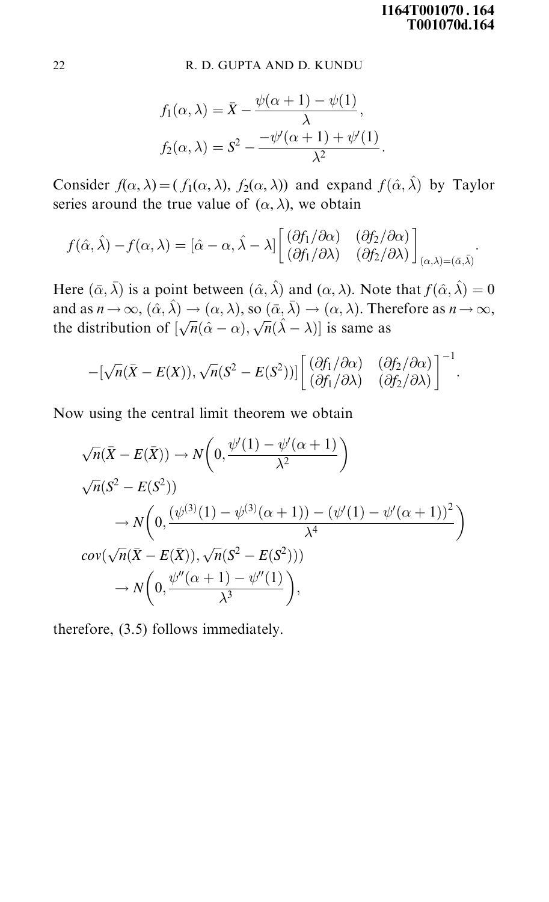$$f_1(\alpha, \lambda) = \bar{X} - \frac{\psi(\alpha+1) - \psi(1)}{\lambda},$$
$$f_2(\alpha, \lambda) = S^2 - \frac{-\psi'(\alpha+1) + \psi'(1)}{\lambda^2}.$$

Consider $f(\alpha, \lambda) = (f_1(\alpha, \lambda), f_2(\alpha, \lambda))$ and expand $f(\hat{\alpha}, \hat{\lambda})$ by Taylor series around the true value of $(\alpha, \lambda)$, we obtain

$$f(\hat{\alpha}, \hat{\lambda}) - f(\alpha, \lambda) = [\hat{\alpha} - \alpha, \hat{\lambda} - \lambda] \begin{bmatrix} (\partial f_1/\partial \alpha) & (\partial f_2/\partial \alpha) \\ (\partial f_1/\partial \lambda) & (\partial f_2/\partial \lambda) \end{bmatrix}_{(\alpha,\lambda)=(\bar{\alpha},\bar{\lambda})}.$$

Here $(\bar{\alpha}, \bar{\lambda})$ is a point between $(\hat{\alpha}, \hat{\lambda})$ and $(\alpha, \lambda)$. Note that $f(\hat{\alpha}, \hat{\lambda}) = 0$ and as $n \to \infty$, $(\hat{\alpha}, \hat{\lambda}) \to (\alpha, \lambda)$, so $(\bar{\alpha}, \bar{\lambda}) \to (\alpha, \lambda)$. Therefore as $n \to \infty$, the distribution of $[\sqrt{n}(\hat{\alpha} - \alpha), \sqrt{n}(\hat{\lambda} - \lambda)]$ is same as

$$-[\sqrt{n}(\bar{X} - E(X)), \sqrt{n}(S^2 - E(S^2))] \begin{bmatrix} (\partial f_1/\partial \alpha) & (\partial f_2/\partial \alpha) \\ (\partial f_1/\partial \lambda) & (\partial f_2/\partial \lambda) \end{bmatrix}^{-1}.$$

Now using the central limit theorem we obtain

$$\sqrt{n}(\bar{X} - E(\bar{X})) \to N\left(0, \frac{\psi'(1) - \psi'(\alpha+1)}{\lambda^2}\right)$$

$$\sqrt{n}(S^2 - E(S^2)) \to N\left(0, \frac{(\psi^{(3)}(1) - \psi^{(3)}(\alpha+1)) - (\psi'(1) - \psi'(\alpha+1))^2}{\lambda^4}\right)$$

$$cov(\sqrt{n}(\bar{X} - E(\bar{X})), \sqrt{n}(S^2 - E(S^2))) \to N\left(0, \frac{\psi''(\alpha+1) - \psi''(1)}{\lambda^3}\right),$$

therefore, (3.5) follows immediately.